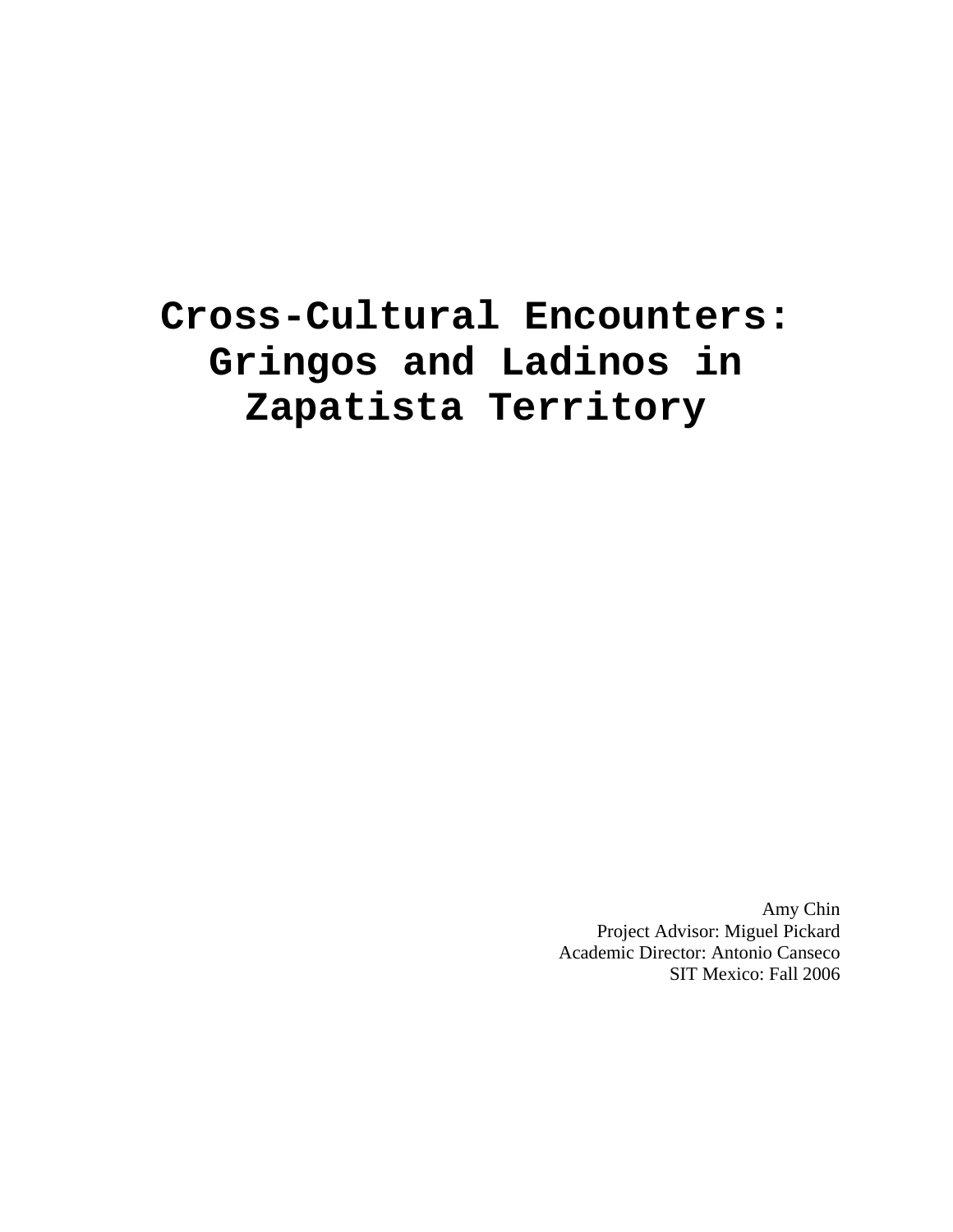# Cross-Cultural Encounters: Gringos and Ladinos in Zapatista Territory

Amy Chin
Project Advisor: Miguel Pickard
Academic Director: Antonio Canseco
SIT Mexico: Fall 2006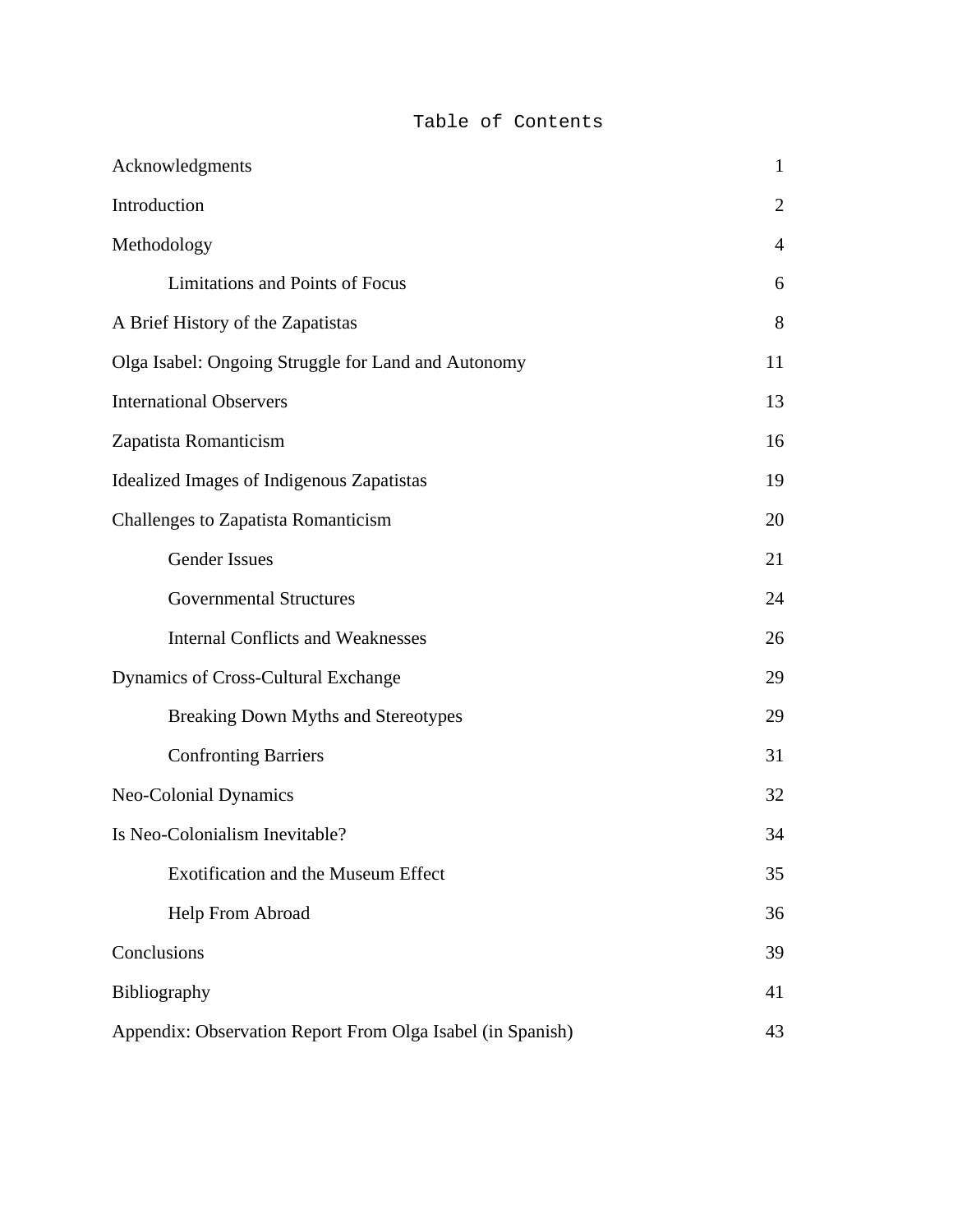# Table of Contents

| | |
|---|---|
| Acknowledgments | 1 |
| Introduction | 2 |
| Methodology | 4 |
| &nbsp;&nbsp;&nbsp;&nbsp;Limitations and Points of Focus | 6 |
| A Brief History of the Zapatistas | 8 |
| Olga Isabel: Ongoing Struggle for Land and Autonomy | 11 |
| International Observers | 13 |
| Zapatista Romanticism | 16 |
| Idealized Images of Indigenous Zapatistas | 19 |
| Challenges to Zapatista Romanticism | 20 |
| &nbsp;&nbsp;&nbsp;&nbsp;Gender Issues | 21 |
| &nbsp;&nbsp;&nbsp;&nbsp;Governmental Structures | 24 |
| &nbsp;&nbsp;&nbsp;&nbsp;Internal Conflicts and Weaknesses | 26 |
| Dynamics of Cross-Cultural Exchange | 29 |
| &nbsp;&nbsp;&nbsp;&nbsp;Breaking Down Myths and Stereotypes | 29 |
| &nbsp;&nbsp;&nbsp;&nbsp;Confronting Barriers | 31 |
| Neo-Colonial Dynamics | 32 |
| Is Neo-Colonialism Inevitable? | 34 |
| &nbsp;&nbsp;&nbsp;&nbsp;Exotification and the Museum Effect | 35 |
| &nbsp;&nbsp;&nbsp;&nbsp;Help From Abroad | 36 |
| Conclusions | 39 |
| Bibliography | 41 |
| Appendix: Observation Report From Olga Isabel (in Spanish) | 43 |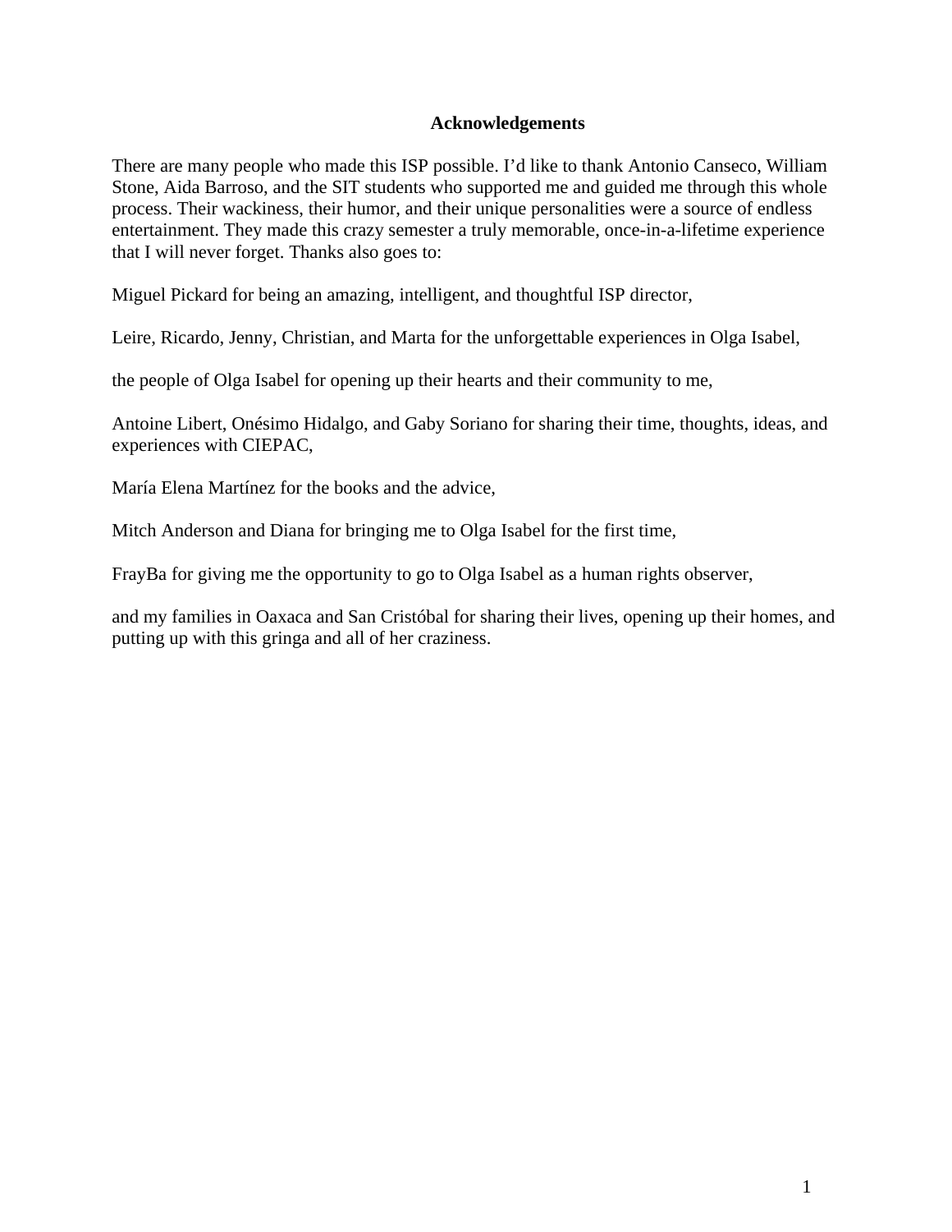## Acknowledgements

There are many people who made this ISP possible. I'd like to thank Antonio Canseco, William Stone, Aida Barroso, and the SIT students who supported me and guided me through this whole process. Their wackiness, their humor, and their unique personalities were a source of endless entertainment. They made this crazy semester a truly memorable, once-in-a-lifetime experience that I will never forget. Thanks also goes to:

Miguel Pickard for being an amazing, intelligent, and thoughtful ISP director,

Leire, Ricardo, Jenny, Christian, and Marta for the unforgettable experiences in Olga Isabel,

the people of Olga Isabel for opening up their hearts and their community to me,

Antoine Libert, Onésimo Hidalgo, and Gaby Soriano for sharing their time, thoughts, ideas, and experiences with CIEPAC,

María Elena Martínez for the books and the advice,

Mitch Anderson and Diana for bringing me to Olga Isabel for the first time,

FrayBa for giving me the opportunity to go to Olga Isabel as a human rights observer,

and my families in Oaxaca and San Cristóbal for sharing their lives, opening up their homes, and putting up with this gringa and all of her craziness.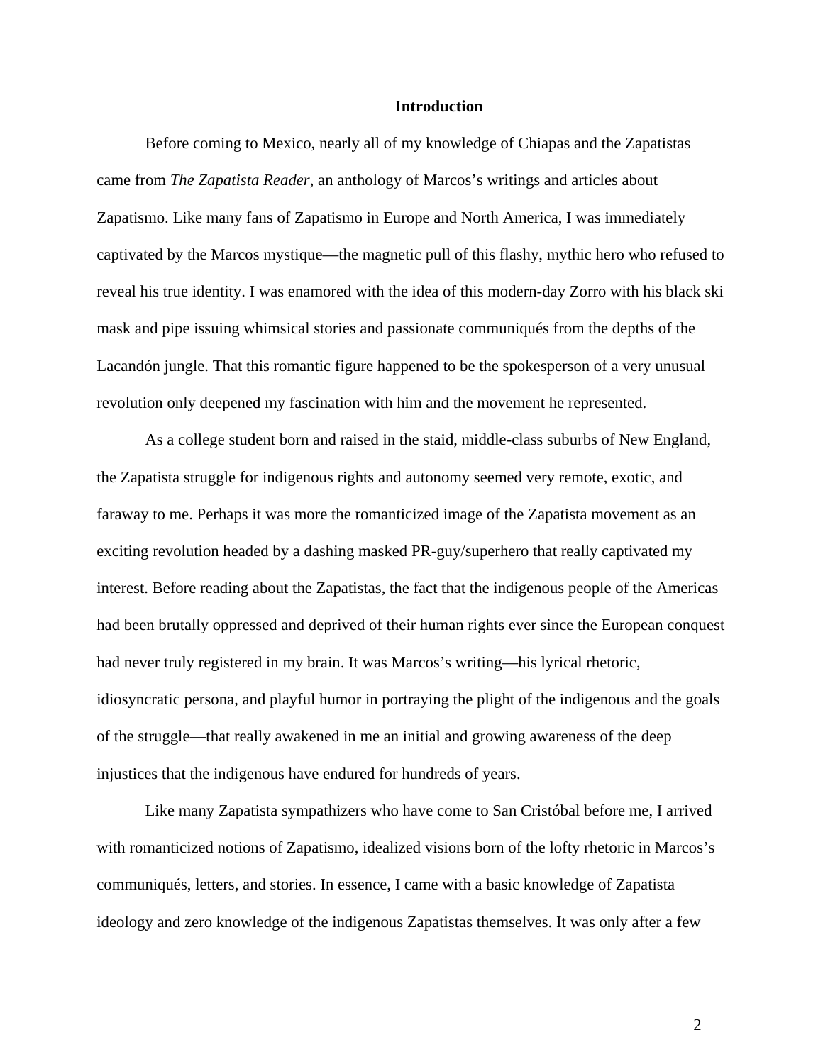## Introduction

Before coming to Mexico, nearly all of my knowledge of Chiapas and the Zapatistas came from *The Zapatista Reader*, an anthology of Marcos's writings and articles about Zapatismo. Like many fans of Zapatismo in Europe and North America, I was immediately captivated by the Marcos mystique—the magnetic pull of this flashy, mythic hero who refused to reveal his true identity. I was enamored with the idea of this modern-day Zorro with his black ski mask and pipe issuing whimsical stories and passionate communiqués from the depths of the Lacandón jungle. That this romantic figure happened to be the spokesperson of a very unusual revolution only deepened my fascination with him and the movement he represented.

As a college student born and raised in the staid, middle-class suburbs of New England, the Zapatista struggle for indigenous rights and autonomy seemed very remote, exotic, and faraway to me. Perhaps it was more the romanticized image of the Zapatista movement as an exciting revolution headed by a dashing masked PR-guy/superhero that really captivated my interest. Before reading about the Zapatistas, the fact that the indigenous people of the Americas had been brutally oppressed and deprived of their human rights ever since the European conquest had never truly registered in my brain. It was Marcos's writing—his lyrical rhetoric, idiosyncratic persona, and playful humor in portraying the plight of the indigenous and the goals of the struggle—that really awakened in me an initial and growing awareness of the deep injustices that the indigenous have endured for hundreds of years.

Like many Zapatista sympathizers who have come to San Cristóbal before me, I arrived with romanticized notions of Zapatismo, idealized visions born of the lofty rhetoric in Marcos's communiqués, letters, and stories. In essence, I came with a basic knowledge of Zapatista ideology and zero knowledge of the indigenous Zapatistas themselves. It was only after a few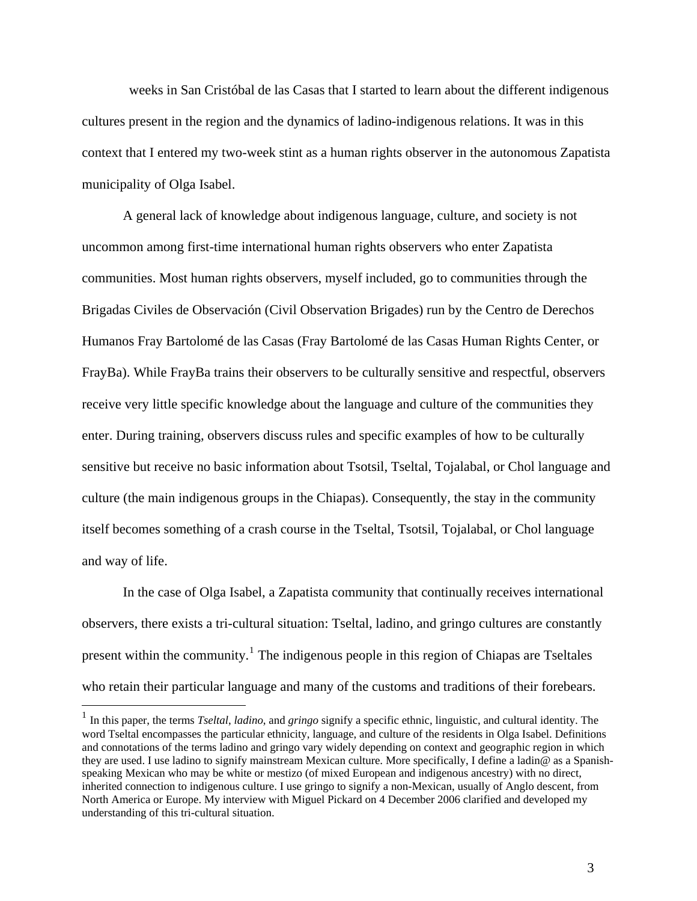weeks in San Cristóbal de las Casas that I started to learn about the different indigenous cultures present in the region and the dynamics of ladino-indigenous relations. It was in this context that I entered my two-week stint as a human rights observer in the autonomous Zapatista municipality of Olga Isabel.

A general lack of knowledge about indigenous language, culture, and society is not uncommon among first-time international human rights observers who enter Zapatista communities. Most human rights observers, myself included, go to communities through the Brigadas Civiles de Observación (Civil Observation Brigades) run by the Centro de Derechos Humanos Fray Bartolomé de las Casas (Fray Bartolomé de las Casas Human Rights Center, or FrayBa). While FrayBa trains their observers to be culturally sensitive and respectful, observers receive very little specific knowledge about the language and culture of the communities they enter. During training, observers discuss rules and specific examples of how to be culturally sensitive but receive no basic information about Tsotsil, Tseltal, Tojalabal, or Chol language and culture (the main indigenous groups in the Chiapas). Consequently, the stay in the community itself becomes something of a crash course in the Tseltal, Tsotsil, Tojalabal, or Chol language and way of life.

In the case of Olga Isabel, a Zapatista community that continually receives international observers, there exists a tri-cultural situation: Tseltal, ladino, and gringo cultures are constantly present within the community.[1] The indigenous people in this region of Chiapas are Tseltales who retain their particular language and many of the customs and traditions of their forebears.

---

[1] In this paper, the terms *Tseltal*, *ladino*, and *gringo* signify a specific ethnic, linguistic, and cultural identity. The word Tseltal encompasses the particular ethnicity, language, and culture of the residents in Olga Isabel. Definitions and connotations of the terms ladino and gringo vary widely depending on context and geographic region in which they are used. I use ladino to signify mainstream Mexican culture. More specifically, I define a ladin@ as a Spanish-speaking Mexican who may be white or mestizo (of mixed European and indigenous ancestry) with no direct, inherited connection to indigenous culture. I use gringo to signify a non-Mexican, usually of Anglo descent, from North America or Europe. My interview with Miguel Pickard on 4 December 2006 clarified and developed my understanding of this tri-cultural situation.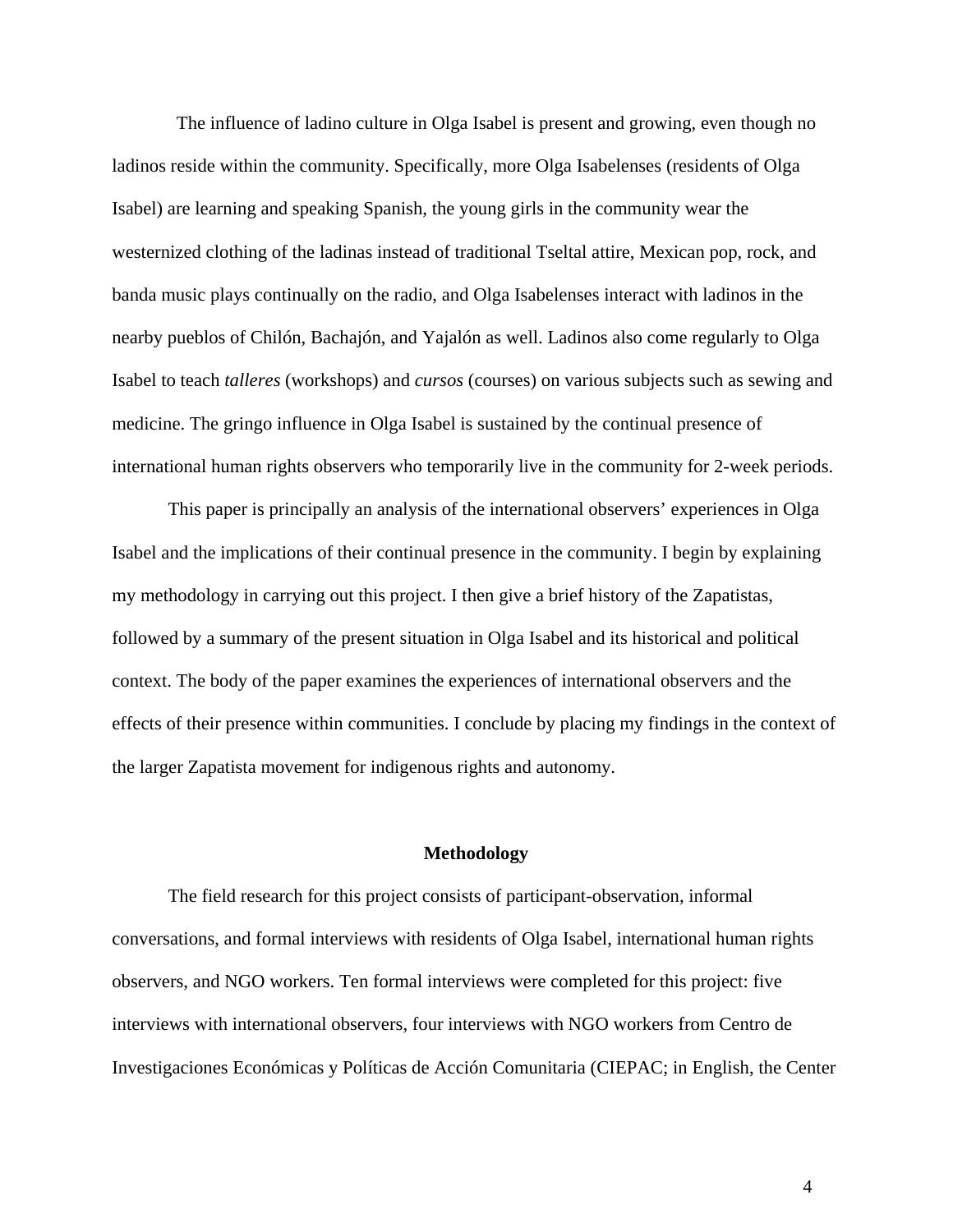The influence of ladino culture in Olga Isabel is present and growing, even though no ladinos reside within the community. Specifically, more Olga Isabelenses (residents of Olga Isabel) are learning and speaking Spanish, the young girls in the community wear the westernized clothing of the ladinas instead of traditional Tseltal attire, Mexican pop, rock, and banda music plays continually on the radio, and Olga Isabelenses interact with ladinos in the nearby pueblos of Chilón, Bachajón, and Yajalón as well. Ladinos also come regularly to Olga Isabel to teach *talleres* (workshops) and *cursos* (courses) on various subjects such as sewing and medicine. The gringo influence in Olga Isabel is sustained by the continual presence of international human rights observers who temporarily live in the community for 2-week periods.

This paper is principally an analysis of the international observers' experiences in Olga Isabel and the implications of their continual presence in the community. I begin by explaining my methodology in carrying out this project. I then give a brief history of the Zapatistas, followed by a summary of the present situation in Olga Isabel and its historical and political context. The body of the paper examines the experiences of international observers and the effects of their presence within communities. I conclude by placing my findings in the context of the larger Zapatista movement for indigenous rights and autonomy.

## Methodology

The field research for this project consists of participant-observation, informal conversations, and formal interviews with residents of Olga Isabel, international human rights observers, and NGO workers. Ten formal interviews were completed for this project: five interviews with international observers, four interviews with NGO workers from Centro de Investigaciones Económicas y Políticas de Acción Comunitaria (CIEPAC; in English, the Center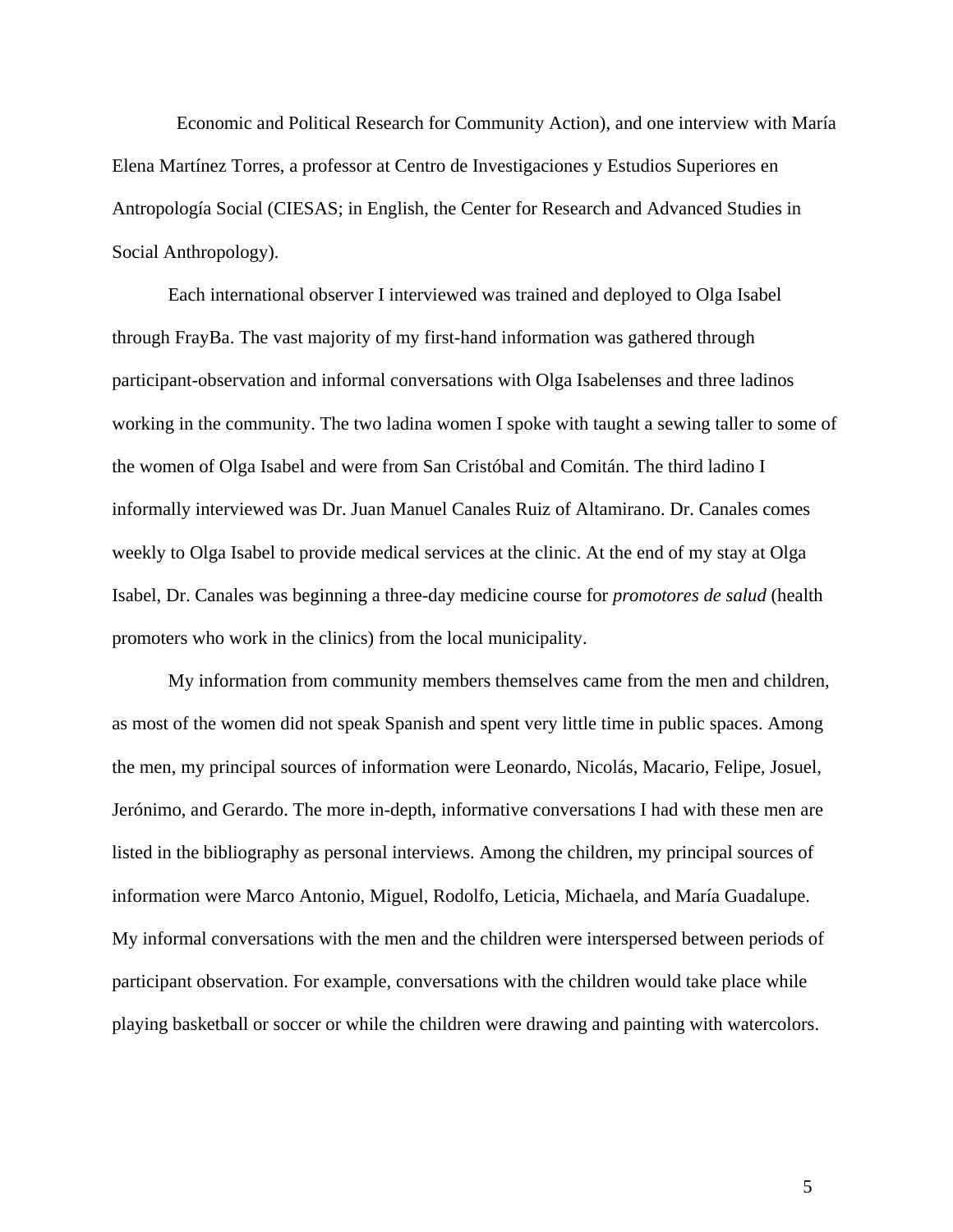Economic and Political Research for Community Action), and one interview with María Elena Martínez Torres, a professor at Centro de Investigaciones y Estudios Superiores en Antropología Social (CIESAS; in English, the Center for Research and Advanced Studies in Social Anthropology).

Each international observer I interviewed was trained and deployed to Olga Isabel through FrayBa. The vast majority of my first-hand information was gathered through participant-observation and informal conversations with Olga Isabelenses and three ladinos working in the community. The two ladina women I spoke with taught a sewing taller to some of the women of Olga Isabel and were from San Cristóbal and Comitán. The third ladino I informally interviewed was Dr. Juan Manuel Canales Ruiz of Altamirano. Dr. Canales comes weekly to Olga Isabel to provide medical services at the clinic. At the end of my stay at Olga Isabel, Dr. Canales was beginning a three-day medicine course for *promotores de salud* (health promoters who work in the clinics) from the local municipality.

My information from community members themselves came from the men and children, as most of the women did not speak Spanish and spent very little time in public spaces. Among the men, my principal sources of information were Leonardo, Nicolás, Macario, Felipe, Josuel, Jerónimo, and Gerardo. The more in-depth, informative conversations I had with these men are listed in the bibliography as personal interviews. Among the children, my principal sources of information were Marco Antonio, Miguel, Rodolfo, Leticia, Michaela, and María Guadalupe. My informal conversations with the men and the children were interspersed between periods of participant observation. For example, conversations with the children would take place while playing basketball or soccer or while the children were drawing and painting with watercolors.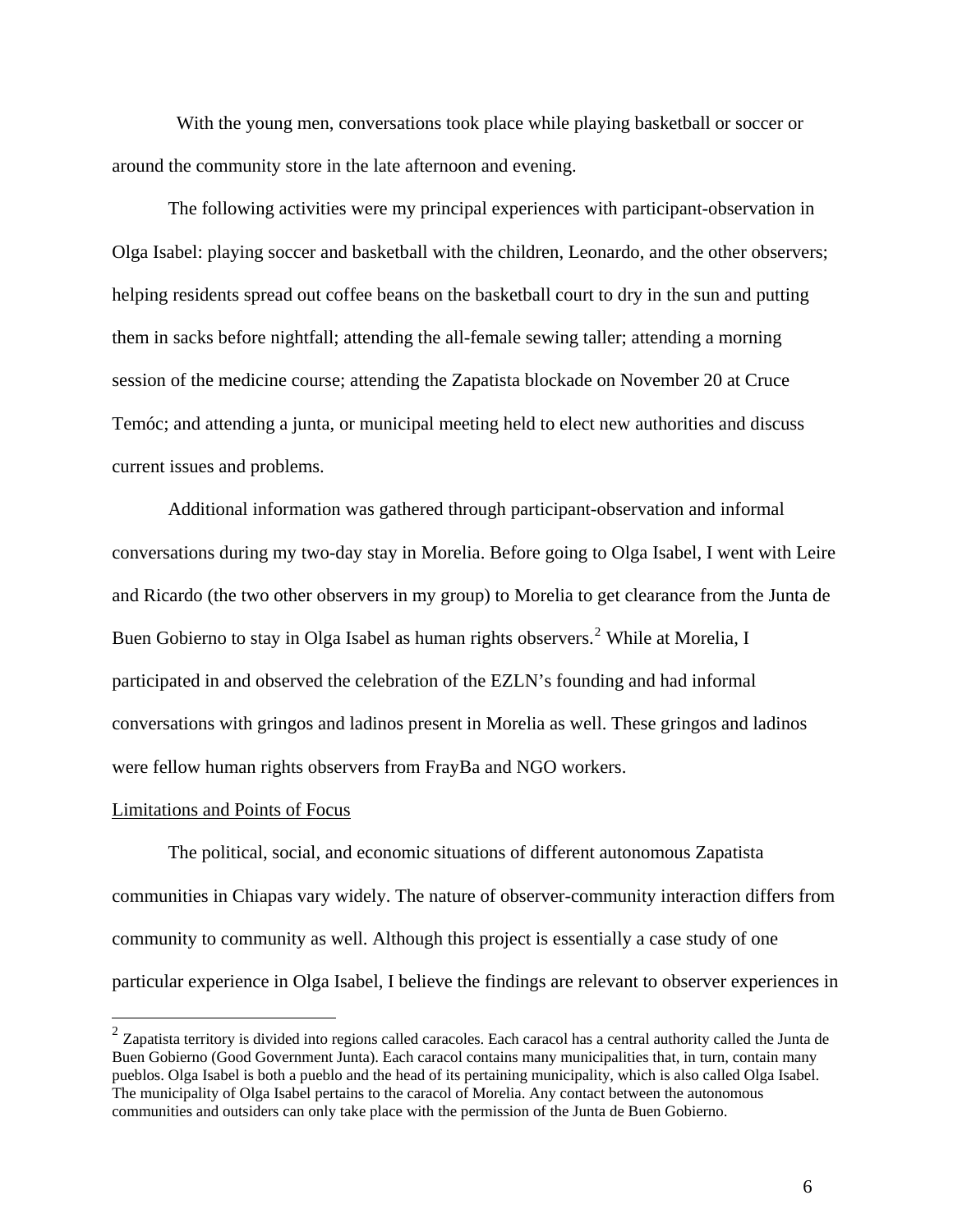With the young men, conversations took place while playing basketball or soccer or around the community store in the late afternoon and evening.

The following activities were my principal experiences with participant-observation in Olga Isabel: playing soccer and basketball with the children, Leonardo, and the other observers; helping residents spread out coffee beans on the basketball court to dry in the sun and putting them in sacks before nightfall; attending the all-female sewing taller; attending a morning session of the medicine course; attending the Zapatista blockade on November 20 at Cruce Temóc; and attending a junta, or municipal meeting held to elect new authorities and discuss current issues and problems.

Additional information was gathered through participant-observation and informal conversations during my two-day stay in Morelia. Before going to Olga Isabel, I went with Leire and Ricardo (the two other observers in my group) to Morelia to get clearance from the Junta de Buen Gobierno to stay in Olga Isabel as human rights observers.[2] While at Morelia, I participated in and observed the celebration of the EZLN's founding and had informal conversations with gringos and ladinos present in Morelia as well. These gringos and ladinos were fellow human rights observers from FrayBa and NGO workers.

<u>Limitations and Points of Focus</u>

The political, social, and economic situations of different autonomous Zapatista communities in Chiapas vary widely. The nature of observer-community interaction differs from community to community as well. Although this project is essentially a case study of one particular experience in Olga Isabel, I believe the findings are relevant to observer experiences in

[2] Zapatista territory is divided into regions called caracoles. Each caracol has a central authority called the Junta de Buen Gobierno (Good Government Junta). Each caracol contains many municipalities that, in turn, contain many pueblos. Olga Isabel is both a pueblo and the head of its pertaining municipality, which is also called Olga Isabel. The municipality of Olga Isabel pertains to the caracol of Morelia. Any contact between the autonomous communities and outsiders can only take place with the permission of the Junta de Buen Gobierno.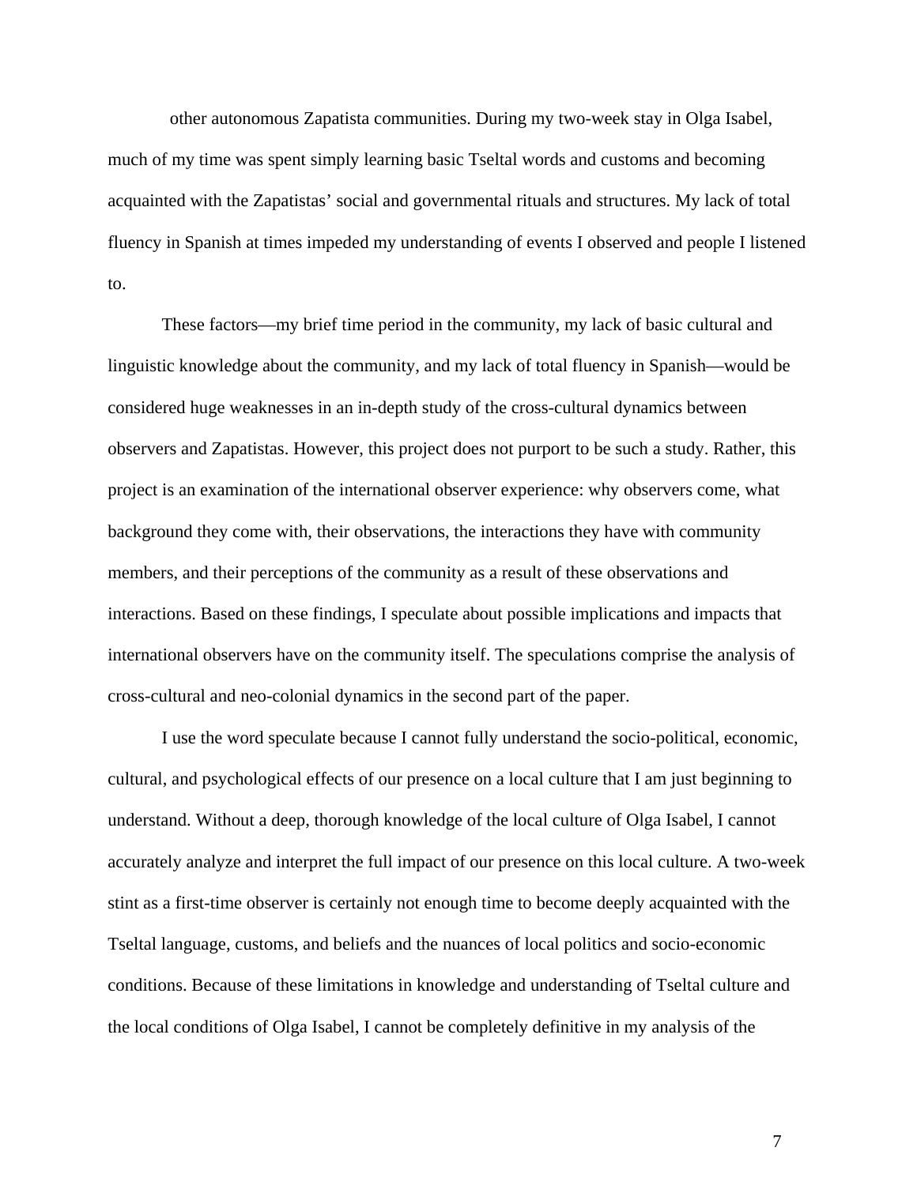other autonomous Zapatista communities. During my two-week stay in Olga Isabel, much of my time was spent simply learning basic Tseltal words and customs and becoming acquainted with the Zapatistas' social and governmental rituals and structures. My lack of total fluency in Spanish at times impeded my understanding of events I observed and people I listened to.

These factors—my brief time period in the community, my lack of basic cultural and linguistic knowledge about the community, and my lack of total fluency in Spanish—would be considered huge weaknesses in an in-depth study of the cross-cultural dynamics between observers and Zapatistas. However, this project does not purport to be such a study. Rather, this project is an examination of the international observer experience: why observers come, what background they come with, their observations, the interactions they have with community members, and their perceptions of the community as a result of these observations and interactions. Based on these findings, I speculate about possible implications and impacts that international observers have on the community itself. The speculations comprise the analysis of cross-cultural and neo-colonial dynamics in the second part of the paper.

I use the word speculate because I cannot fully understand the socio-political, economic, cultural, and psychological effects of our presence on a local culture that I am just beginning to understand. Without a deep, thorough knowledge of the local culture of Olga Isabel, I cannot accurately analyze and interpret the full impact of our presence on this local culture. A two-week stint as a first-time observer is certainly not enough time to become deeply acquainted with the Tseltal language, customs, and beliefs and the nuances of local politics and socio-economic conditions. Because of these limitations in knowledge and understanding of Tseltal culture and the local conditions of Olga Isabel, I cannot be completely definitive in my analysis of the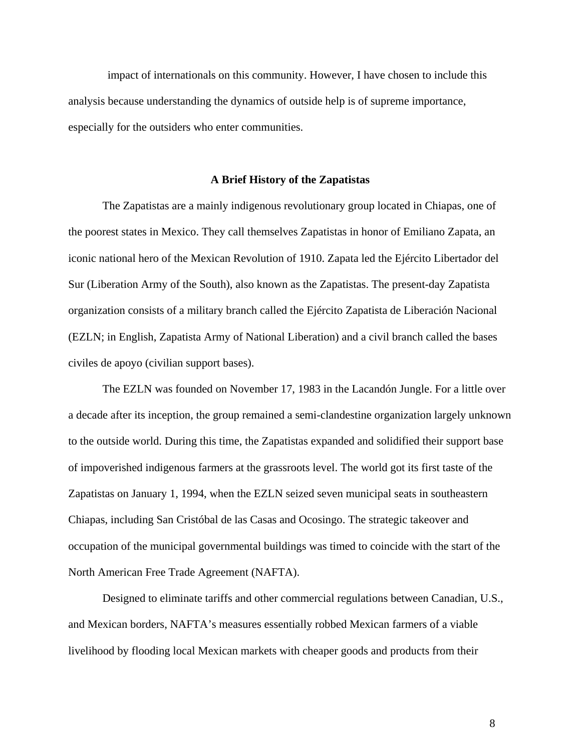impact of internationals on this community. However, I have chosen to include this analysis because understanding the dynamics of outside help is of supreme importance, especially for the outsiders who enter communities.

## A Brief History of the Zapatistas

The Zapatistas are a mainly indigenous revolutionary group located in Chiapas, one of the poorest states in Mexico. They call themselves Zapatistas in honor of Emiliano Zapata, an iconic national hero of the Mexican Revolution of 1910. Zapata led the Ejército Libertador del Sur (Liberation Army of the South), also known as the Zapatistas. The present-day Zapatista organization consists of a military branch called the Ejército Zapatista de Liberación Nacional (EZLN; in English, Zapatista Army of National Liberation) and a civil branch called the bases civiles de apoyo (civilian support bases).

The EZLN was founded on November 17, 1983 in the Lacandón Jungle. For a little over a decade after its inception, the group remained a semi-clandestine organization largely unknown to the outside world. During this time, the Zapatistas expanded and solidified their support base of impoverished indigenous farmers at the grassroots level. The world got its first taste of the Zapatistas on January 1, 1994, when the EZLN seized seven municipal seats in southeastern Chiapas, including San Cristóbal de las Casas and Ocosingo. The strategic takeover and occupation of the municipal governmental buildings was timed to coincide with the start of the North American Free Trade Agreement (NAFTA).

Designed to eliminate tariffs and other commercial regulations between Canadian, U.S., and Mexican borders, NAFTA's measures essentially robbed Mexican farmers of a viable livelihood by flooding local Mexican markets with cheaper goods and products from their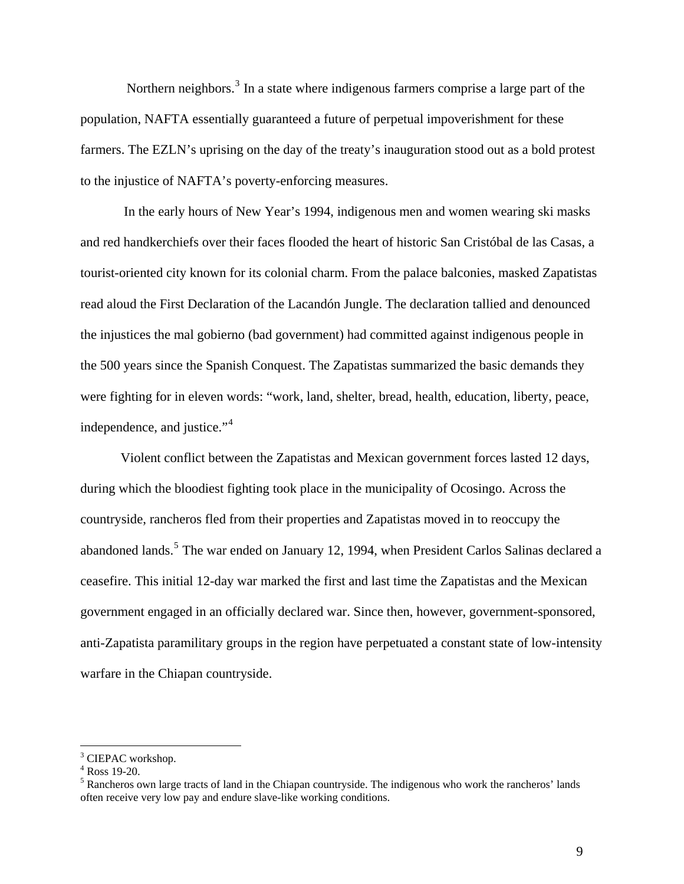Northern neighbors.[3] In a state where indigenous farmers comprise a large part of the population, NAFTA essentially guaranteed a future of perpetual impoverishment for these farmers. The EZLN's uprising on the day of the treaty's inauguration stood out as a bold protest to the injustice of NAFTA's poverty-enforcing measures.

In the early hours of New Year's 1994, indigenous men and women wearing ski masks and red handkerchiefs over their faces flooded the heart of historic San Cristóbal de las Casas, a tourist-oriented city known for its colonial charm. From the palace balconies, masked Zapatistas read aloud the First Declaration of the Lacandón Jungle. The declaration tallied and denounced the injustices the mal gobierno (bad government) had committed against indigenous people in the 500 years since the Spanish Conquest. The Zapatistas summarized the basic demands they were fighting for in eleven words: "work, land, shelter, bread, health, education, liberty, peace, independence, and justice."[4]

Violent conflict between the Zapatistas and Mexican government forces lasted 12 days, during which the bloodiest fighting took place in the municipality of Ocosingo. Across the countryside, rancheros fled from their properties and Zapatistas moved in to reoccupy the abandoned lands.[5] The war ended on January 12, 1994, when President Carlos Salinas declared a ceasefire. This initial 12-day war marked the first and last time the Zapatistas and the Mexican government engaged in an officially declared war. Since then, however, government-sponsored, anti-Zapatista paramilitary groups in the region have perpetuated a constant state of low-intensity warfare in the Chiapan countryside.

---

[3] CIEPAC workshop.

[4] Ross 19-20.

[5] Rancheros own large tracts of land in the Chiapan countryside. The indigenous who work the rancheros' lands often receive very low pay and endure slave-like working conditions.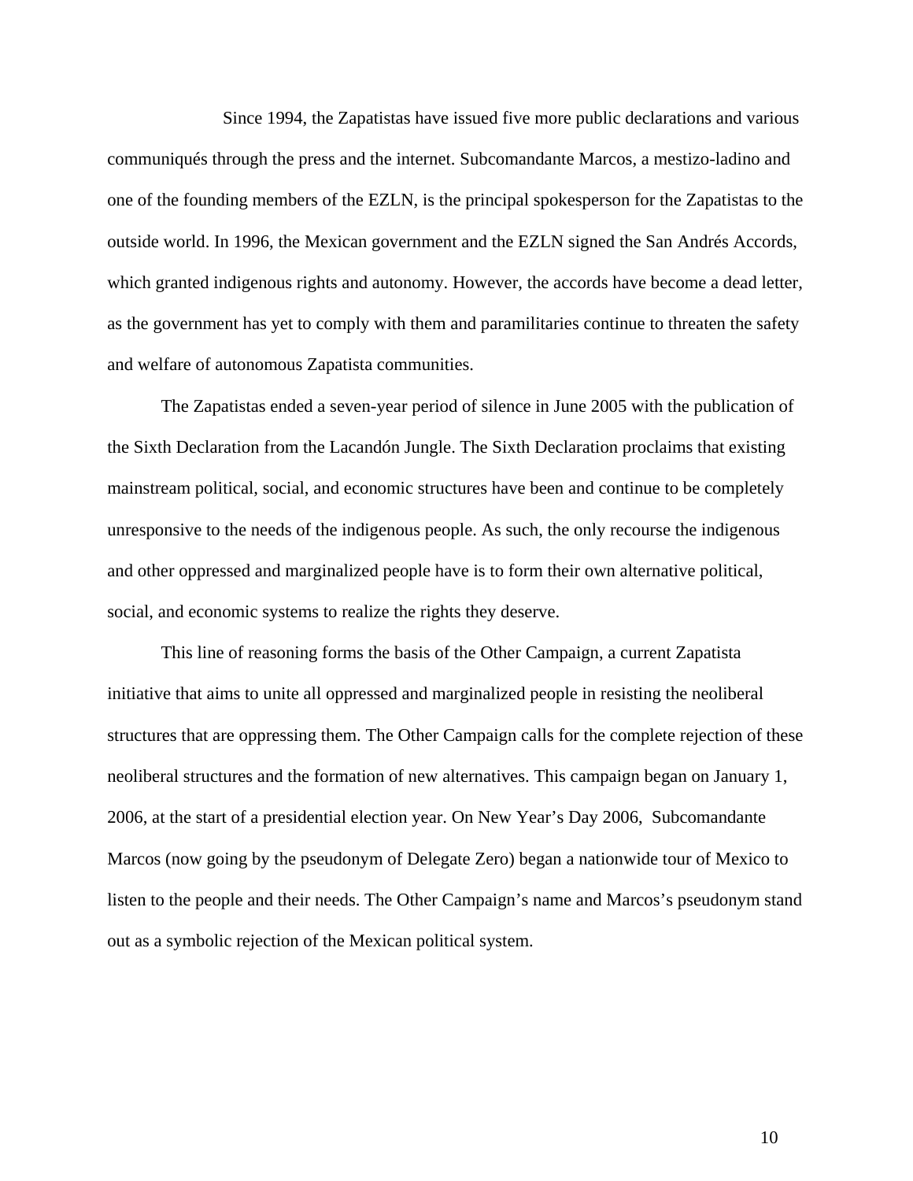Since 1994, the Zapatistas have issued five more public declarations and various communiqués through the press and the internet. Subcomandante Marcos, a mestizo-ladino and one of the founding members of the EZLN, is the principal spokesperson for the Zapatistas to the outside world. In 1996, the Mexican government and the EZLN signed the San Andrés Accords, which granted indigenous rights and autonomy. However, the accords have become a dead letter, as the government has yet to comply with them and paramilitaries continue to threaten the safety and welfare of autonomous Zapatista communities.

The Zapatistas ended a seven-year period of silence in June 2005 with the publication of the Sixth Declaration from the Lacandón Jungle. The Sixth Declaration proclaims that existing mainstream political, social, and economic structures have been and continue to be completely unresponsive to the needs of the indigenous people. As such, the only recourse the indigenous and other oppressed and marginalized people have is to form their own alternative political, social, and economic systems to realize the rights they deserve.

This line of reasoning forms the basis of the Other Campaign, a current Zapatista initiative that aims to unite all oppressed and marginalized people in resisting the neoliberal structures that are oppressing them. The Other Campaign calls for the complete rejection of these neoliberal structures and the formation of new alternatives. This campaign began on January 1, 2006, at the start of a presidential election year. On New Year's Day 2006, Subcomandante Marcos (now going by the pseudonym of Delegate Zero) began a nationwide tour of Mexico to listen to the people and their needs. The Other Campaign's name and Marcos's pseudonym stand out as a symbolic rejection of the Mexican political system.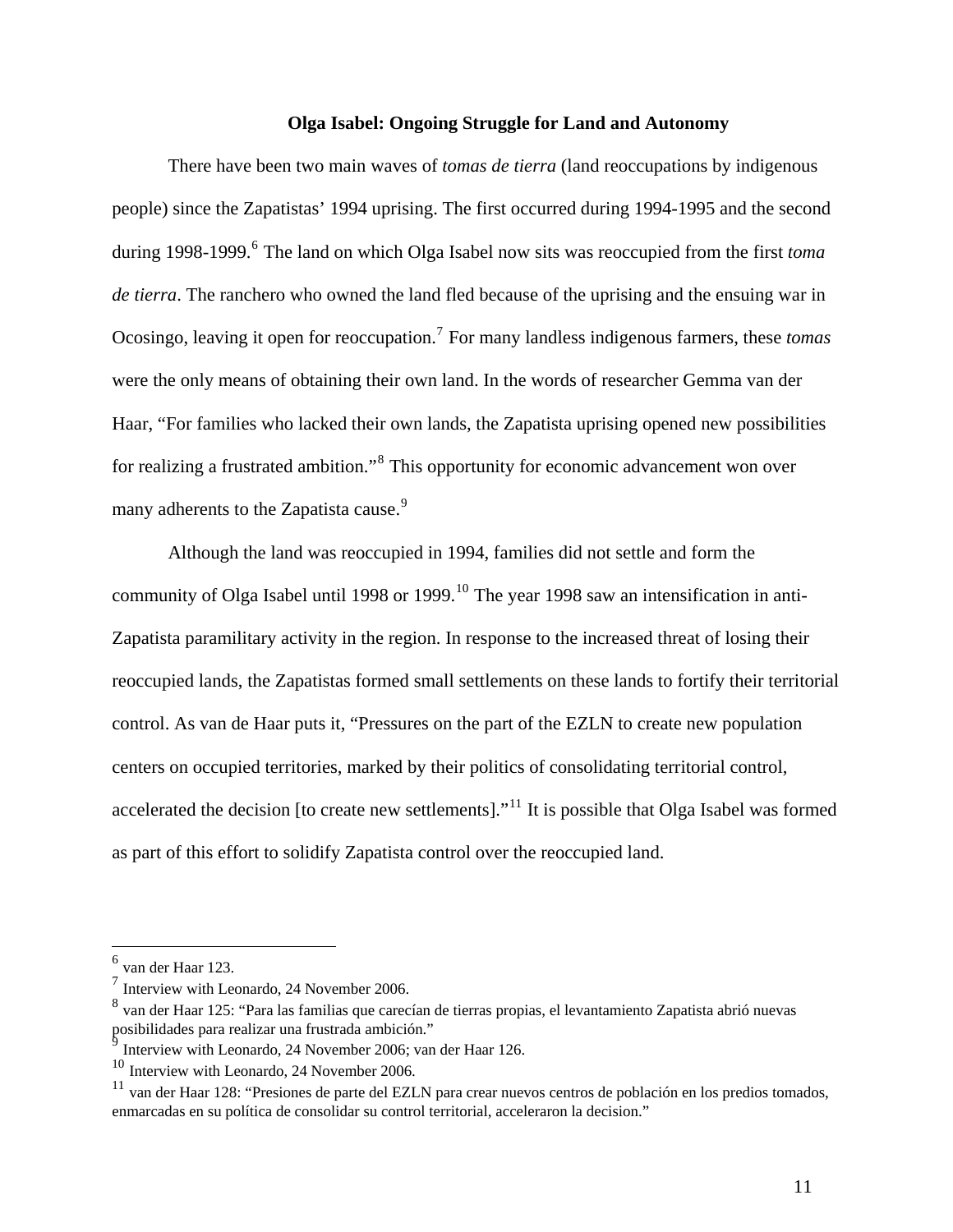### Olga Isabel: Ongoing Struggle for Land and Autonomy

There have been two main waves of *tomas de tierra* (land reoccupations by indigenous people) since the Zapatistas' 1994 uprising. The first occurred during 1994-1995 and the second during 1998-1999.[6] The land on which Olga Isabel now sits was reoccupied from the first *toma de tierra*. The ranchero who owned the land fled because of the uprising and the ensuing war in Ocosingo, leaving it open for reoccupation.[7] For many landless indigenous farmers, these *tomas* were the only means of obtaining their own land. In the words of researcher Gemma van der Haar, "For families who lacked their own lands, the Zapatista uprising opened new possibilities for realizing a frustrated ambition."[8] This opportunity for economic advancement won over many adherents to the Zapatista cause.[9]

Although the land was reoccupied in 1994, families did not settle and form the community of Olga Isabel until 1998 or 1999.[10] The year 1998 saw an intensification in anti-Zapatista paramilitary activity in the region. In response to the increased threat of losing their reoccupied lands, the Zapatistas formed small settlements on these lands to fortify their territorial control. As van de Haar puts it, "Pressures on the part of the EZLN to create new population centers on occupied territories, marked by their politics of consolidating territorial control, accelerated the decision [to create new settlements]."[11] It is possible that Olga Isabel was formed as part of this effort to solidify Zapatista control over the reoccupied land.

---

[6] van der Haar 123.

[7] Interview with Leonardo, 24 November 2006.

[8] van der Haar 125: "Para las familias que carecían de tierras propias, el levantamiento Zapatista abrió nuevas posibilidades para realizar una frustrada ambición."

[9] Interview with Leonardo, 24 November 2006; van der Haar 126.

[10] Interview with Leonardo, 24 November 2006.

[11] van der Haar 128: "Presiones de parte del EZLN para crear nuevos centros de población en los predios tomados, enmarcadas en su política de consolidar su control territorial, aceleraron la decision."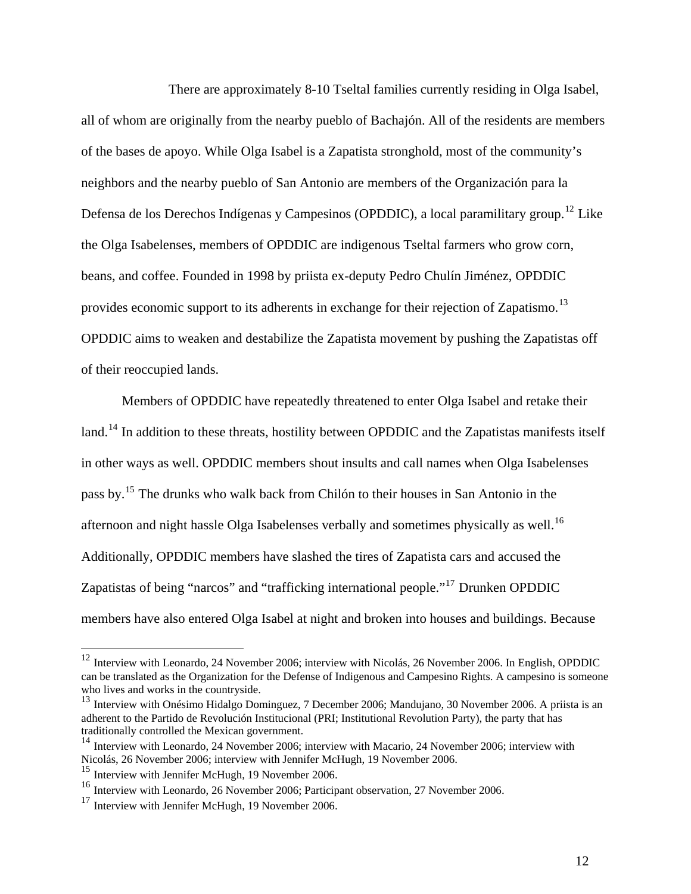There are approximately 8-10 Tseltal families currently residing in Olga Isabel, all of whom are originally from the nearby pueblo of Bachajón. All of the residents are members of the bases de apoyo. While Olga Isabel is a Zapatista stronghold, most of the community's neighbors and the nearby pueblo of San Antonio are members of the Organización para la Defensa de los Derechos Indígenas y Campesinos (OPDDIC), a local paramilitary group.[12] Like the Olga Isabelenses, members of OPDDIC are indigenous Tseltal farmers who grow corn, beans, and coffee. Founded in 1998 by priista ex-deputy Pedro Chulín Jiménez, OPDDIC provides economic support to its adherents in exchange for their rejection of Zapatismo.[13] OPDDIC aims to weaken and destabilize the Zapatista movement by pushing the Zapatistas off of their reoccupied lands.

Members of OPDDIC have repeatedly threatened to enter Olga Isabel and retake their land.[14] In addition to these threats, hostility between OPDDIC and the Zapatistas manifests itself in other ways as well. OPDDIC members shout insults and call names when Olga Isabelenses pass by.[15] The drunks who walk back from Chilón to their houses in San Antonio in the afternoon and night hassle Olga Isabelenses verbally and sometimes physically as well.[16] Additionally, OPDDIC members have slashed the tires of Zapatista cars and accused the Zapatistas of being "narcos" and "trafficking international people."[17] Drunken OPDDIC members have also entered Olga Isabel at night and broken into houses and buildings. Because

---

[12] Interview with Leonardo, 24 November 2006; interview with Nicolás, 26 November 2006. In English, OPDDIC can be translated as the Organization for the Defense of Indigenous and Campesino Rights. A campesino is someone who lives and works in the countryside.

[13] Interview with Onésimo Hidalgo Dominguez, 7 December 2006; Mandujano, 30 November 2006. A priista is an adherent to the Partido de Revolución Institucional (PRI; Institutional Revolution Party), the party that has traditionally controlled the Mexican government.

[14] Interview with Leonardo, 24 November 2006; interview with Macario, 24 November 2006; interview with Nicolás, 26 November 2006; interview with Jennifer McHugh, 19 November 2006.

[15] Interview with Jennifer McHugh, 19 November 2006.

[16] Interview with Leonardo, 26 November 2006; Participant observation, 27 November 2006.

[17] Interview with Jennifer McHugh, 19 November 2006.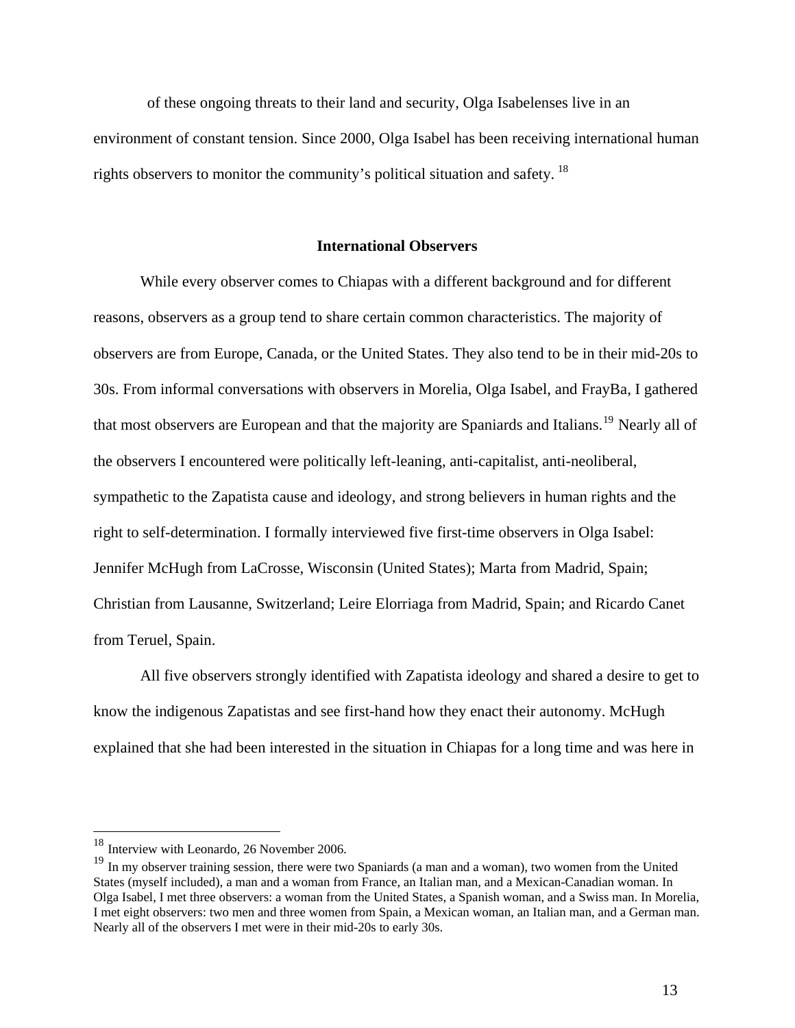of these ongoing threats to their land and security, Olga Isabelenses live in an environment of constant tension. Since 2000, Olga Isabel has been receiving international human rights observers to monitor the community's political situation and safety. [18]

### International Observers

While every observer comes to Chiapas with a different background and for different reasons, observers as a group tend to share certain common characteristics. The majority of observers are from Europe, Canada, or the United States. They also tend to be in their mid-20s to 30s. From informal conversations with observers in Morelia, Olga Isabel, and FrayBa, I gathered that most observers are European and that the majority are Spaniards and Italians.[19] Nearly all of the observers I encountered were politically left-leaning, anti-capitalist, anti-neoliberal, sympathetic to the Zapatista cause and ideology, and strong believers in human rights and the right to self-determination. I formally interviewed five first-time observers in Olga Isabel: Jennifer McHugh from LaCrosse, Wisconsin (United States); Marta from Madrid, Spain; Christian from Lausanne, Switzerland; Leire Elorriaga from Madrid, Spain; and Ricardo Canet from Teruel, Spain.

All five observers strongly identified with Zapatista ideology and shared a desire to get to know the indigenous Zapatistas and see first-hand how they enact their autonomy. McHugh explained that she had been interested in the situation in Chiapas for a long time and was here in

---

[18] Interview with Leonardo, 26 November 2006.

[19] In my observer training session, there were two Spaniards (a man and a woman), two women from the United States (myself included), a man and a woman from France, an Italian man, and a Mexican-Canadian woman. In Olga Isabel, I met three observers: a woman from the United States, a Spanish woman, and a Swiss man. In Morelia, I met eight observers: two men and three women from Spain, a Mexican woman, an Italian man, and a German man. Nearly all of the observers I met were in their mid-20s to early 30s.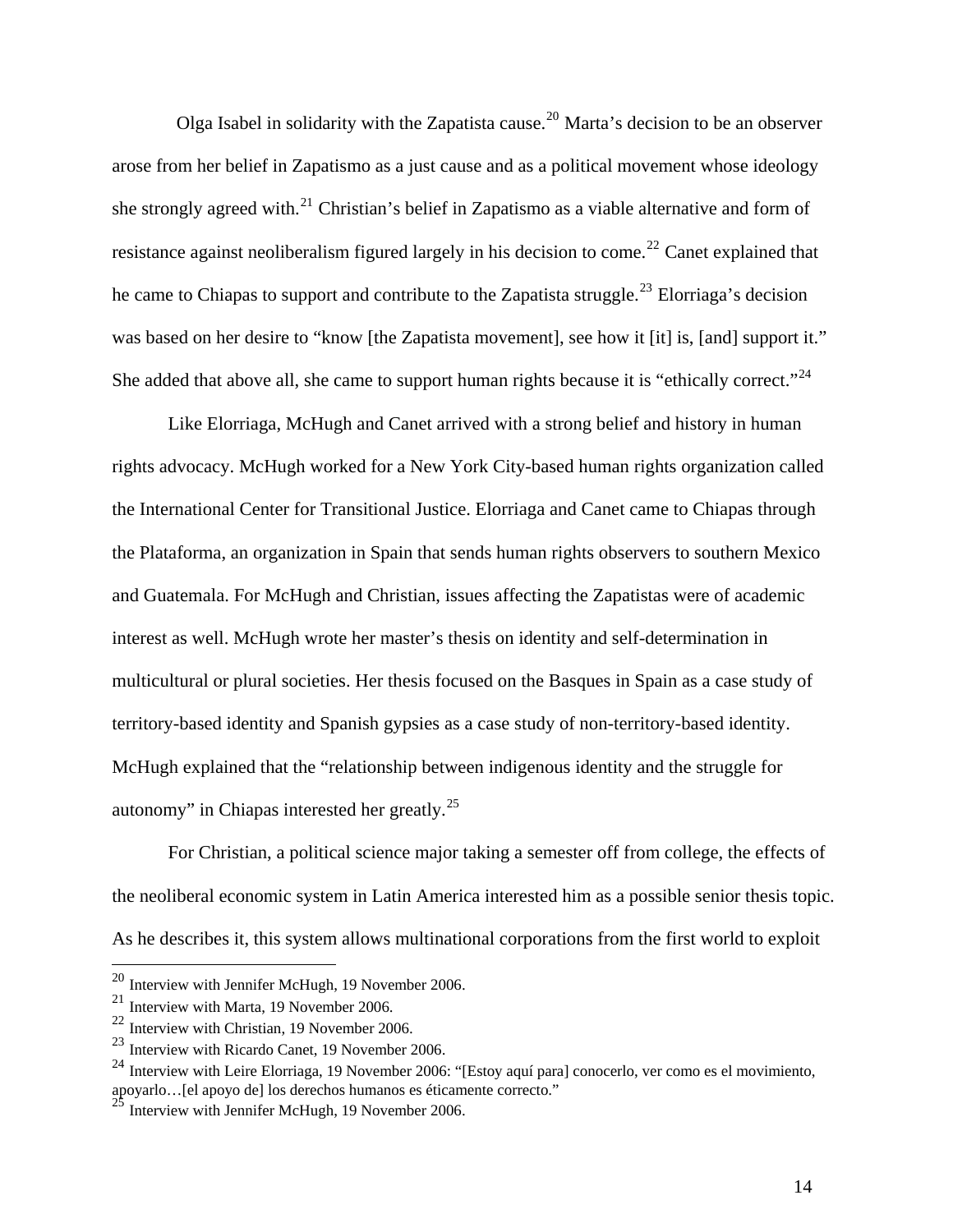Olga Isabel in solidarity with the Zapatista cause.[20] Marta's decision to be an observer arose from her belief in Zapatismo as a just cause and as a political movement whose ideology she strongly agreed with.[21] Christian's belief in Zapatismo as a viable alternative and form of resistance against neoliberalism figured largely in his decision to come.[22] Canet explained that he came to Chiapas to support and contribute to the Zapatista struggle.[23] Elorriaga's decision was based on her desire to "know [the Zapatista movement], see how it [it] is, [and] support it." She added that above all, she came to support human rights because it is "ethically correct."[24]

Like Elorriaga, McHugh and Canet arrived with a strong belief and history in human rights advocacy. McHugh worked for a New York City-based human rights organization called the International Center for Transitional Justice. Elorriaga and Canet came to Chiapas through the Plataforma, an organization in Spain that sends human rights observers to southern Mexico and Guatemala. For McHugh and Christian, issues affecting the Zapatistas were of academic interest as well. McHugh wrote her master's thesis on identity and self-determination in multicultural or plural societies. Her thesis focused on the Basques in Spain as a case study of territory-based identity and Spanish gypsies as a case study of non-territory-based identity. McHugh explained that the "relationship between indigenous identity and the struggle for autonomy" in Chiapas interested her greatly.[25]

For Christian, a political science major taking a semester off from college, the effects of the neoliberal economic system in Latin America interested him as a possible senior thesis topic. As he describes it, this system allows multinational corporations from the first world to exploit

---

[20] Interview with Jennifer McHugh, 19 November 2006.

[21] Interview with Marta, 19 November 2006.

[22] Interview with Christian, 19 November 2006.

[23] Interview with Ricardo Canet, 19 November 2006.

[24] Interview with Leire Elorriaga, 19 November 2006: "[Estoy aquí para] conocerlo, ver como es el movimiento, apoyarlo…[el apoyo de] los derechos humanos es éticamente correcto."

[25] Interview with Jennifer McHugh, 19 November 2006.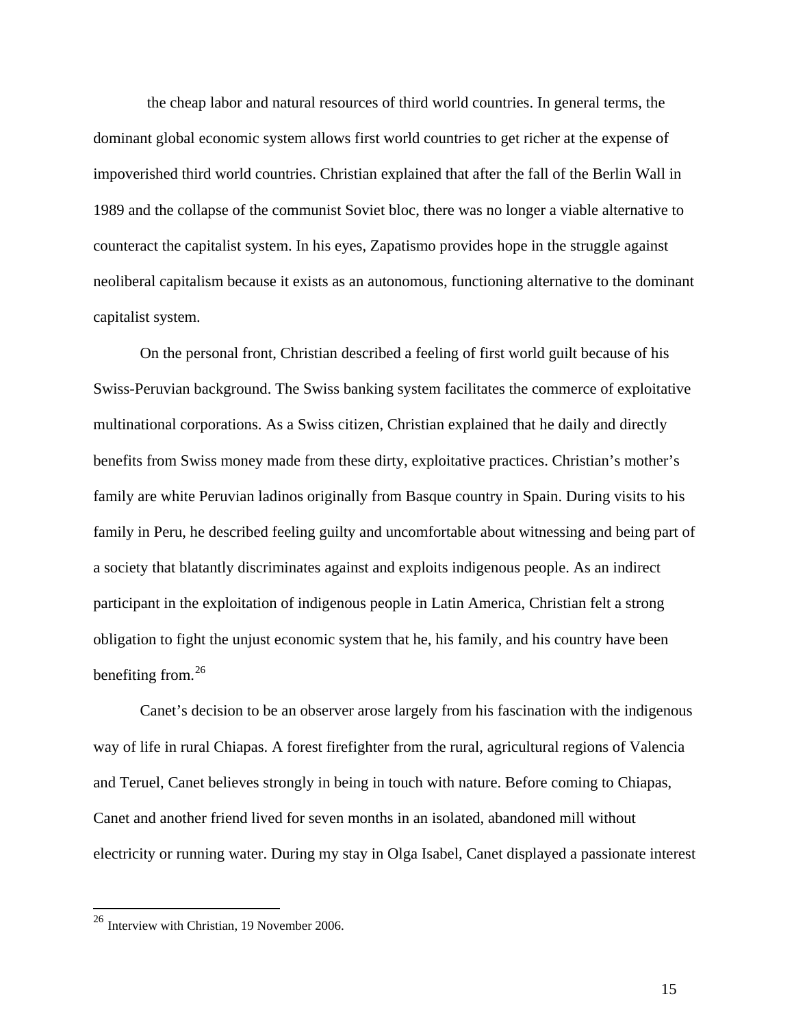the cheap labor and natural resources of third world countries. In general terms, the dominant global economic system allows first world countries to get richer at the expense of impoverished third world countries. Christian explained that after the fall of the Berlin Wall in 1989 and the collapse of the communist Soviet bloc, there was no longer a viable alternative to counteract the capitalist system. In his eyes, Zapatismo provides hope in the struggle against neoliberal capitalism because it exists as an autonomous, functioning alternative to the dominant capitalist system.

On the personal front, Christian described a feeling of first world guilt because of his Swiss-Peruvian background. The Swiss banking system facilitates the commerce of exploitative multinational corporations. As a Swiss citizen, Christian explained that he daily and directly benefits from Swiss money made from these dirty, exploitative practices. Christian's mother's family are white Peruvian ladinos originally from Basque country in Spain. During visits to his family in Peru, he described feeling guilty and uncomfortable about witnessing and being part of a society that blatantly discriminates against and exploits indigenous people. As an indirect participant in the exploitation of indigenous people in Latin America, Christian felt a strong obligation to fight the unjust economic system that he, his family, and his country have been benefiting from.[26]

Canet's decision to be an observer arose largely from his fascination with the indigenous way of life in rural Chiapas. A forest firefighter from the rural, agricultural regions of Valencia and Teruel, Canet believes strongly in being in touch with nature. Before coming to Chiapas, Canet and another friend lived for seven months in an isolated, abandoned mill without electricity or running water. During my stay in Olga Isabel, Canet displayed a passionate interest

---

[26] Interview with Christian, 19 November 2006.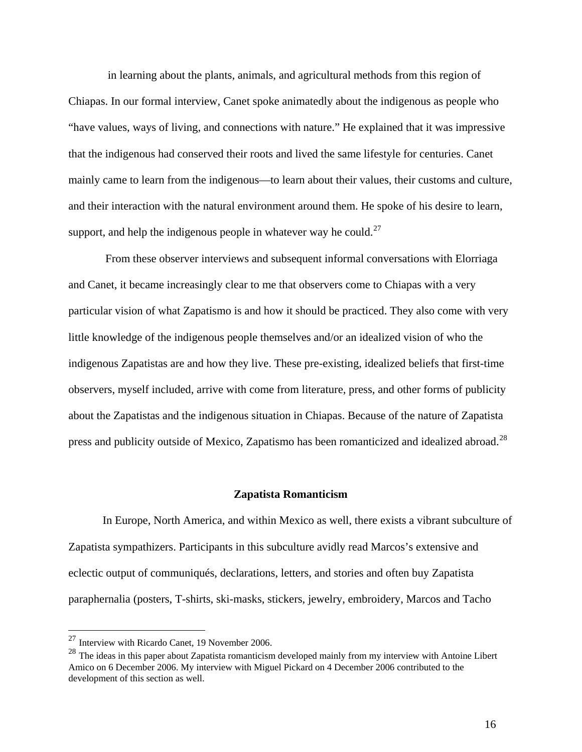in learning about the plants, animals, and agricultural methods from this region of Chiapas. In our formal interview, Canet spoke animatedly about the indigenous as people who "have values, ways of living, and connections with nature." He explained that it was impressive that the indigenous had conserved their roots and lived the same lifestyle for centuries. Canet mainly came to learn from the indigenous—to learn about their values, their customs and culture, and their interaction with the natural environment around them. He spoke of his desire to learn, support, and help the indigenous people in whatever way he could.[27]

From these observer interviews and subsequent informal conversations with Elorriaga and Canet, it became increasingly clear to me that observers come to Chiapas with a very particular vision of what Zapatismo is and how it should be practiced. They also come with very little knowledge of the indigenous people themselves and/or an idealized vision of who the indigenous Zapatistas are and how they live. These pre-existing, idealized beliefs that first-time observers, myself included, arrive with come from literature, press, and other forms of publicity about the Zapatistas and the indigenous situation in Chiapas. Because of the nature of Zapatista press and publicity outside of Mexico, Zapatismo has been romanticized and idealized abroad.[28]

### Zapatista Romanticism

In Europe, North America, and within Mexico as well, there exists a vibrant subculture of Zapatista sympathizers. Participants in this subculture avidly read Marcos's extensive and eclectic output of communiqués, declarations, letters, and stories and often buy Zapatista paraphernalia (posters, T-shirts, ski-masks, stickers, jewelry, embroidery, Marcos and Tacho

---

[27] Interview with Ricardo Canet, 19 November 2006.

[28] The ideas in this paper about Zapatista romanticism developed mainly from my interview with Antoine Libert Amico on 6 December 2006. My interview with Miguel Pickard on 4 December 2006 contributed to the development of this section as well.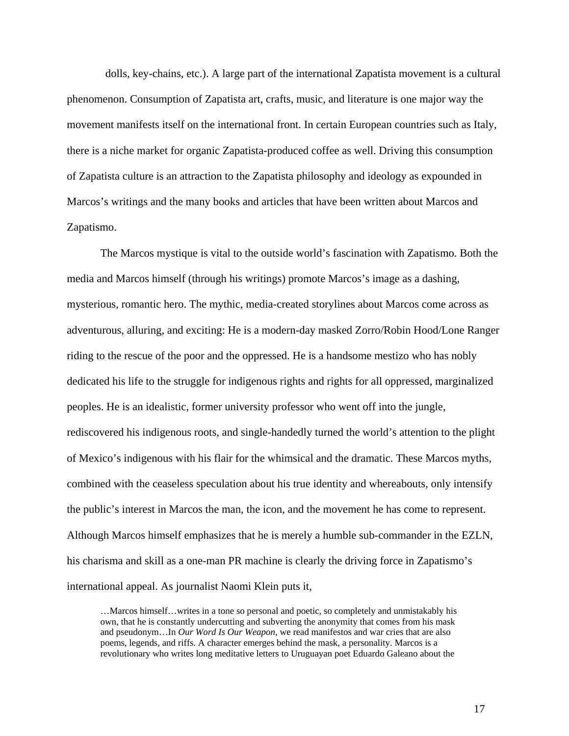dolls, key-chains, etc.). A large part of the international Zapatista movement is a cultural phenomenon. Consumption of Zapatista art, crafts, music, and literature is one major way the movement manifests itself on the international front. In certain European countries such as Italy, there is a niche market for organic Zapatista-produced coffee as well. Driving this consumption of Zapatista culture is an attraction to the Zapatista philosophy and ideology as expounded in Marcos's writings and the many books and articles that have been written about Marcos and Zapatismo.

The Marcos mystique is vital to the outside world's fascination with Zapatismo. Both the media and Marcos himself (through his writings) promote Marcos's image as a dashing, mysterious, romantic hero. The mythic, media-created storylines about Marcos come across as adventurous, alluring, and exciting: He is a modern-day masked Zorro/Robin Hood/Lone Ranger riding to the rescue of the poor and the oppressed. He is a handsome mestizo who has nobly dedicated his life to the struggle for indigenous rights and rights for all oppressed, marginalized peoples. He is an idealistic, former university professor who went off into the jungle, rediscovered his indigenous roots, and single-handedly turned the world's attention to the plight of Mexico's indigenous with his flair for the whimsical and the dramatic. These Marcos myths, combined with the ceaseless speculation about his true identity and whereabouts, only intensify the public's interest in Marcos the man, the icon, and the movement he has come to represent. Although Marcos himself emphasizes that he is merely a humble sub-commander in the EZLN, his charisma and skill as a one-man PR machine is clearly the driving force in Zapatismo's international appeal. As journalist Naomi Klein puts it,

> …Marcos himself…writes in a tone so personal and poetic, so completely and unmistakably his own, that he is constantly undercutting and subverting the anonymity that comes from his mask and pseudonym…In *Our Word Is Our Weapon*, we read manifestos and war cries that are also poems, legends, and riffs. A character emerges behind the mask, a personality. Marcos is a revolutionary who writes long meditative letters to Uruguayan poet Eduardo Galeano about the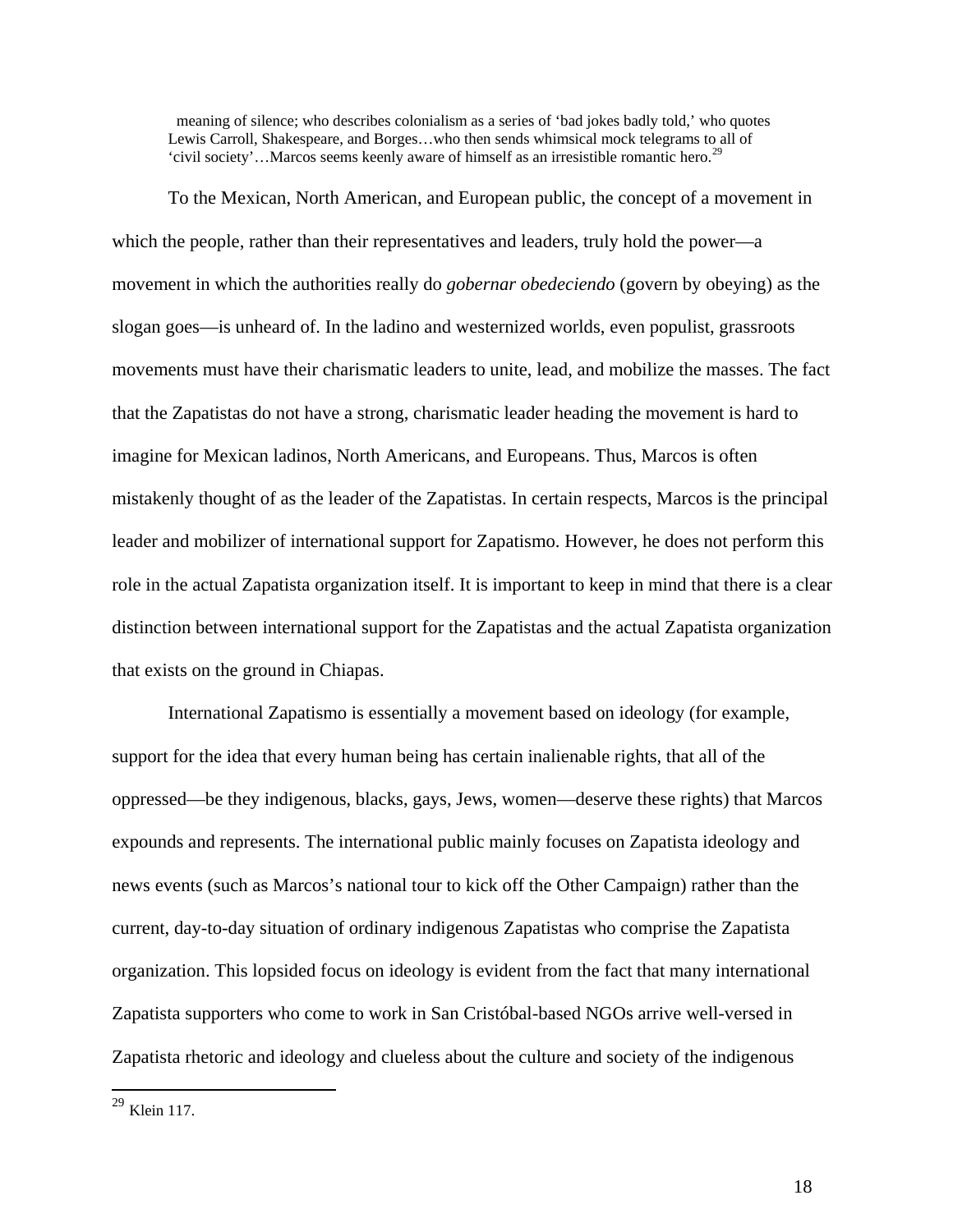> meaning of silence; who describes colonialism as a series of 'bad jokes badly told,' who quotes Lewis Carroll, Shakespeare, and Borges…who then sends whimsical mock telegrams to all of 'civil society'…Marcos seems keenly aware of himself as an irresistible romantic hero.[29]

To the Mexican, North American, and European public, the concept of a movement in which the people, rather than their representatives and leaders, truly hold the power—a movement in which the authorities really do *gobernar obedeciendo* (govern by obeying) as the slogan goes—is unheard of. In the ladino and westernized worlds, even populist, grassroots movements must have their charismatic leaders to unite, lead, and mobilize the masses. The fact that the Zapatistas do not have a strong, charismatic leader heading the movement is hard to imagine for Mexican ladinos, North Americans, and Europeans. Thus, Marcos is often mistakenly thought of as the leader of the Zapatistas. In certain respects, Marcos is the principal leader and mobilizer of international support for Zapatismo. However, he does not perform this role in the actual Zapatista organization itself. It is important to keep in mind that there is a clear distinction between international support for the Zapatistas and the actual Zapatista organization that exists on the ground in Chiapas.

International Zapatismo is essentially a movement based on ideology (for example, support for the idea that every human being has certain inalienable rights, that all of the oppressed—be they indigenous, blacks, gays, Jews, women—deserve these rights) that Marcos expounds and represents. The international public mainly focuses on Zapatista ideology and news events (such as Marcos's national tour to kick off the Other Campaign) rather than the current, day-to-day situation of ordinary indigenous Zapatistas who comprise the Zapatista organization. This lopsided focus on ideology is evident from the fact that many international Zapatista supporters who come to work in San Cristóbal-based NGOs arrive well-versed in Zapatista rhetoric and ideology and clueless about the culture and society of the indigenous

---

[29] Klein 117.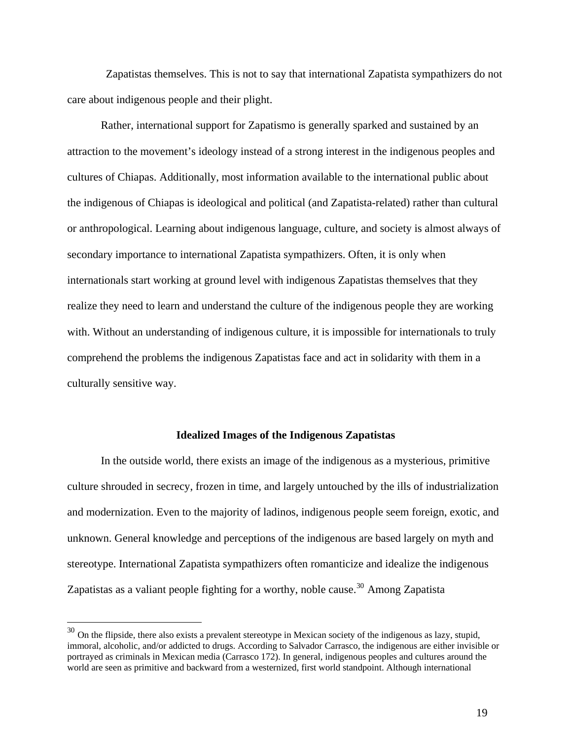Zapatistas themselves. This is not to say that international Zapatista sympathizers do not care about indigenous people and their plight.

Rather, international support for Zapatismo is generally sparked and sustained by an attraction to the movement's ideology instead of a strong interest in the indigenous peoples and cultures of Chiapas. Additionally, most information available to the international public about the indigenous of Chiapas is ideological and political (and Zapatista-related) rather than cultural or anthropological. Learning about indigenous language, culture, and society is almost always of secondary importance to international Zapatista sympathizers. Often, it is only when internationals start working at ground level with indigenous Zapatistas themselves that they realize they need to learn and understand the culture of the indigenous people they are working with. Without an understanding of indigenous culture, it is impossible for internationals to truly comprehend the problems the indigenous Zapatistas face and act in solidarity with them in a culturally sensitive way.

### Idealized Images of the Indigenous Zapatistas

In the outside world, there exists an image of the indigenous as a mysterious, primitive culture shrouded in secrecy, frozen in time, and largely untouched by the ills of industrialization and modernization. Even to the majority of ladinos, indigenous people seem foreign, exotic, and unknown. General knowledge and perceptions of the indigenous are based largely on myth and stereotype. International Zapatista sympathizers often romanticize and idealize the indigenous Zapatistas as a valiant people fighting for a worthy, noble cause.[30] Among Zapatista

---

[30] On the flipside, there also exists a prevalent stereotype in Mexican society of the indigenous as lazy, stupid, immoral, alcoholic, and/or addicted to drugs. According to Salvador Carrasco, the indigenous are either invisible or portrayed as criminals in Mexican media (Carrasco 172). In general, indigenous peoples and cultures around the world are seen as primitive and backward from a westernized, first world standpoint. Although international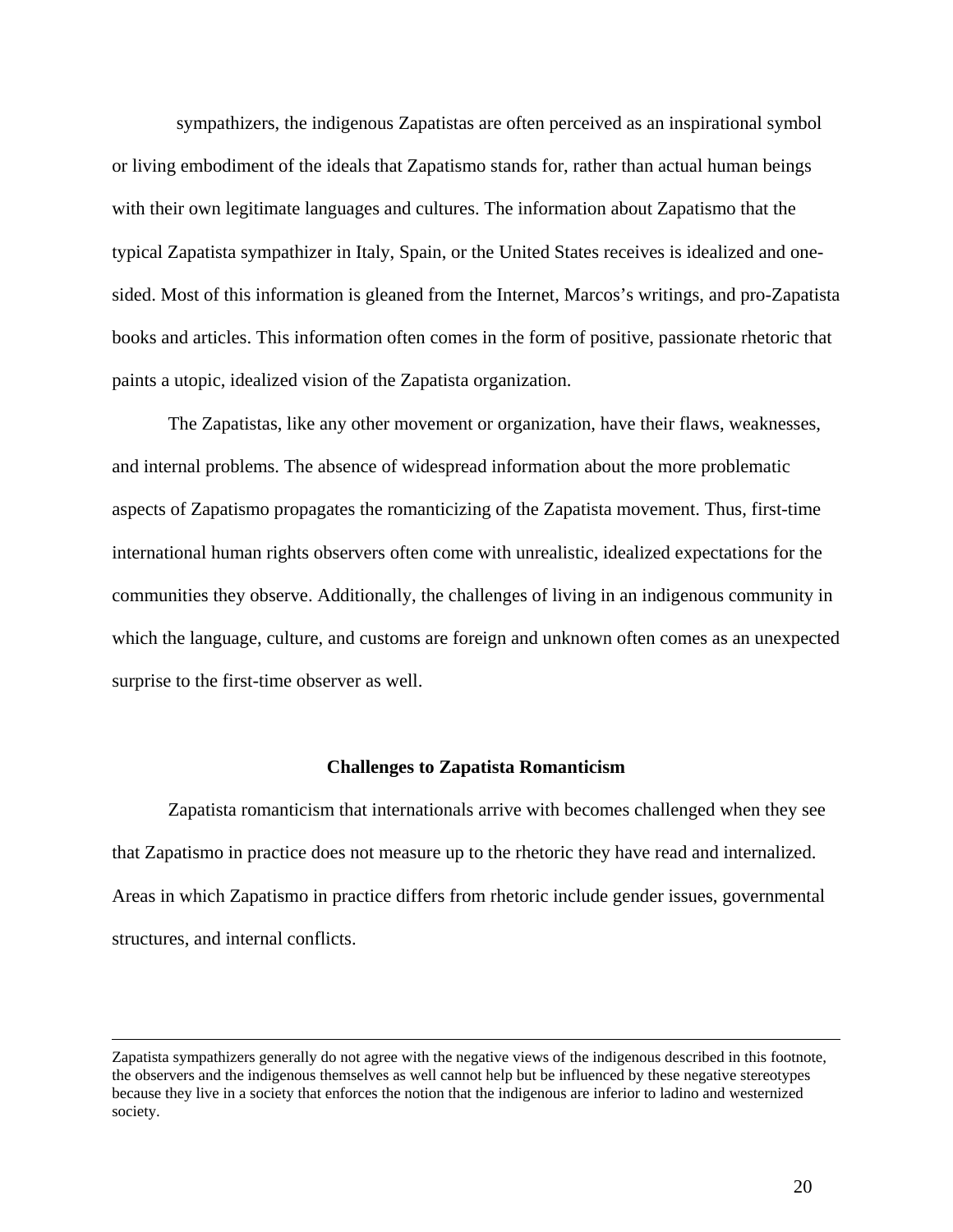sympathizers, the indigenous Zapatistas are often perceived as an inspirational symbol or living embodiment of the ideals that Zapatismo stands for, rather than actual human beings with their own legitimate languages and cultures. The information about Zapatismo that the typical Zapatista sympathizer in Italy, Spain, or the United States receives is idealized and one-sided. Most of this information is gleaned from the Internet, Marcos's writings, and pro-Zapatista books and articles. This information often comes in the form of positive, passionate rhetoric that paints a utopic, idealized vision of the Zapatista organization.

The Zapatistas, like any other movement or organization, have their flaws, weaknesses, and internal problems. The absence of widespread information about the more problematic aspects of Zapatismo propagates the romanticizing of the Zapatista movement. Thus, first-time international human rights observers often come with unrealistic, idealized expectations for the communities they observe. Additionally, the challenges of living in an indigenous community in which the language, culture, and customs are foreign and unknown often comes as an unexpected surprise to the first-time observer as well.

### Challenges to Zapatista Romanticism

Zapatista romanticism that internationals arrive with becomes challenged when they see that Zapatismo in practice does not measure up to the rhetoric they have read and internalized. Areas in which Zapatismo in practice differs from rhetoric include gender issues, governmental structures, and internal conflicts.

---

Zapatista sympathizers generally do not agree with the negative views of the indigenous described in this footnote, the observers and the indigenous themselves as well cannot help but be influenced by these negative stereotypes because they live in a society that enforces the notion that the indigenous are inferior to ladino and westernized society.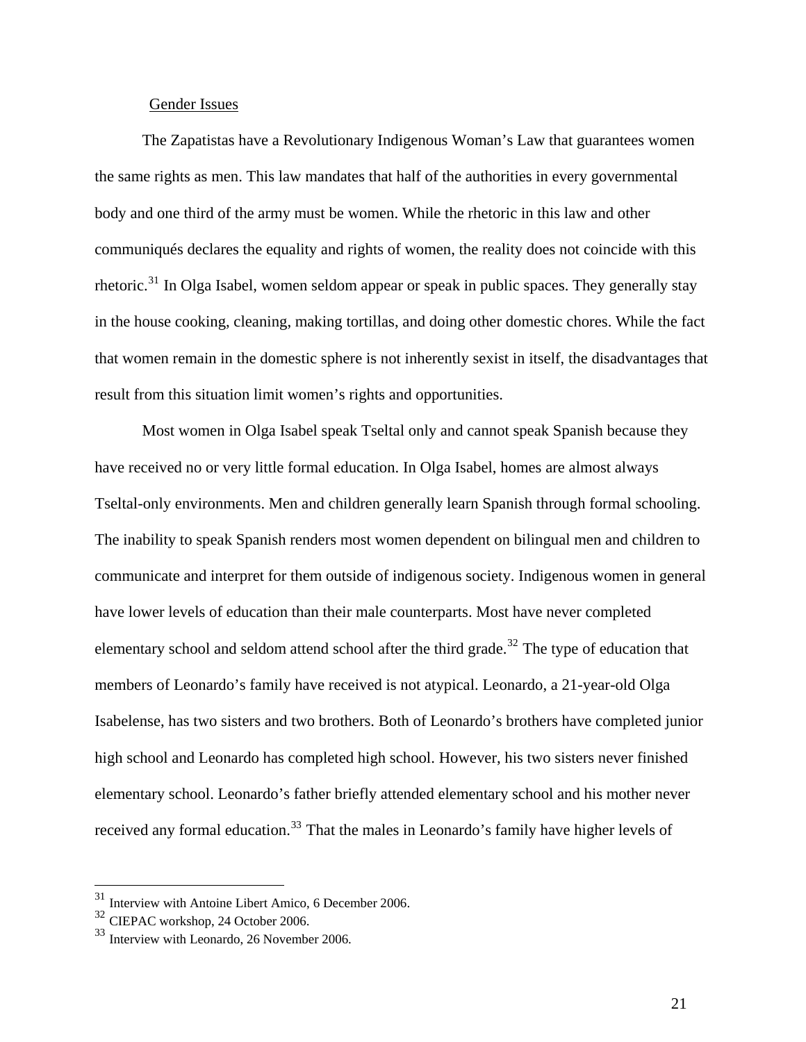### Gender Issues

The Zapatistas have a Revolutionary Indigenous Woman's Law that guarantees women the same rights as men. This law mandates that half of the authorities in every governmental body and one third of the army must be women. While the rhetoric in this law and other communiqués declares the equality and rights of women, the reality does not coincide with this rhetoric.[31] In Olga Isabel, women seldom appear or speak in public spaces. They generally stay in the house cooking, cleaning, making tortillas, and doing other domestic chores. While the fact that women remain in the domestic sphere is not inherently sexist in itself, the disadvantages that result from this situation limit women's rights and opportunities.

Most women in Olga Isabel speak Tseltal only and cannot speak Spanish because they have received no or very little formal education. In Olga Isabel, homes are almost always Tseltal-only environments. Men and children generally learn Spanish through formal schooling. The inability to speak Spanish renders most women dependent on bilingual men and children to communicate and interpret for them outside of indigenous society. Indigenous women in general have lower levels of education than their male counterparts. Most have never completed elementary school and seldom attend school after the third grade.[32] The type of education that members of Leonardo's family have received is not atypical. Leonardo, a 21-year-old Olga Isabelense, has two sisters and two brothers. Both of Leonardo's brothers have completed junior high school and Leonardo has completed high school. However, his two sisters never finished elementary school. Leonardo's father briefly attended elementary school and his mother never received any formal education.[33] That the males in Leonardo's family have higher levels of

---

[31] Interview with Antoine Libert Amico, 6 December 2006.

[32] CIEPAC workshop, 24 October 2006.

[33] Interview with Leonardo, 26 November 2006.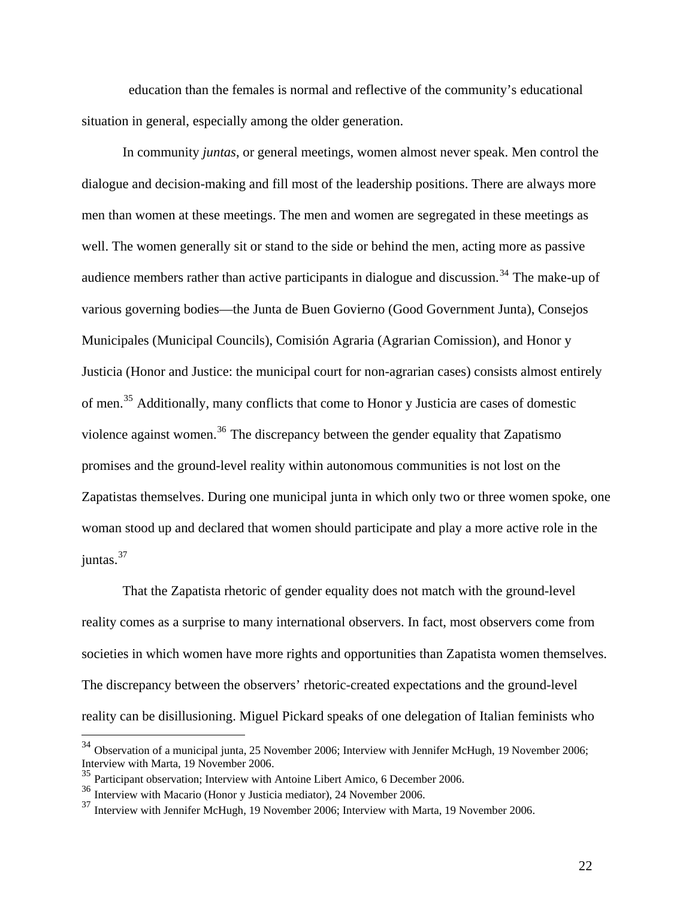education than the females is normal and reflective of the community's educational situation in general, especially among the older generation.

In community *juntas*, or general meetings, women almost never speak. Men control the dialogue and decision-making and fill most of the leadership positions. There are always more men than women at these meetings. The men and women are segregated in these meetings as well. The women generally sit or stand to the side or behind the men, acting more as passive audience members rather than active participants in dialogue and discussion.[34] The make-up of various governing bodies—the Junta de Buen Govierno (Good Government Junta), Consejos Municipales (Municipal Councils), Comisión Agraria (Agrarian Comission), and Honor y Justicia (Honor and Justice: the municipal court for non-agrarian cases) consists almost entirely of men.[35] Additionally, many conflicts that come to Honor y Justicia are cases of domestic violence against women.[36] The discrepancy between the gender equality that Zapatismo promises and the ground-level reality within autonomous communities is not lost on the Zapatistas themselves. During one municipal junta in which only two or three women spoke, one woman stood up and declared that women should participate and play a more active role in the juntas.[37]

That the Zapatista rhetoric of gender equality does not match with the ground-level reality comes as a surprise to many international observers. In fact, most observers come from societies in which women have more rights and opportunities than Zapatista women themselves. The discrepancy between the observers' rhetoric-created expectations and the ground-level reality can be disillusioning. Miguel Pickard speaks of one delegation of Italian feminists who

---

[34] Observation of a municipal junta, 25 November 2006; Interview with Jennifer McHugh, 19 November 2006; Interview with Marta, 19 November 2006.

[35] Participant observation; Interview with Antoine Libert Amico, 6 December 2006.

[36] Interview with Macario (Honor y Justicia mediator), 24 November 2006.

[37] Interview with Jennifer McHugh, 19 November 2006; Interview with Marta, 19 November 2006.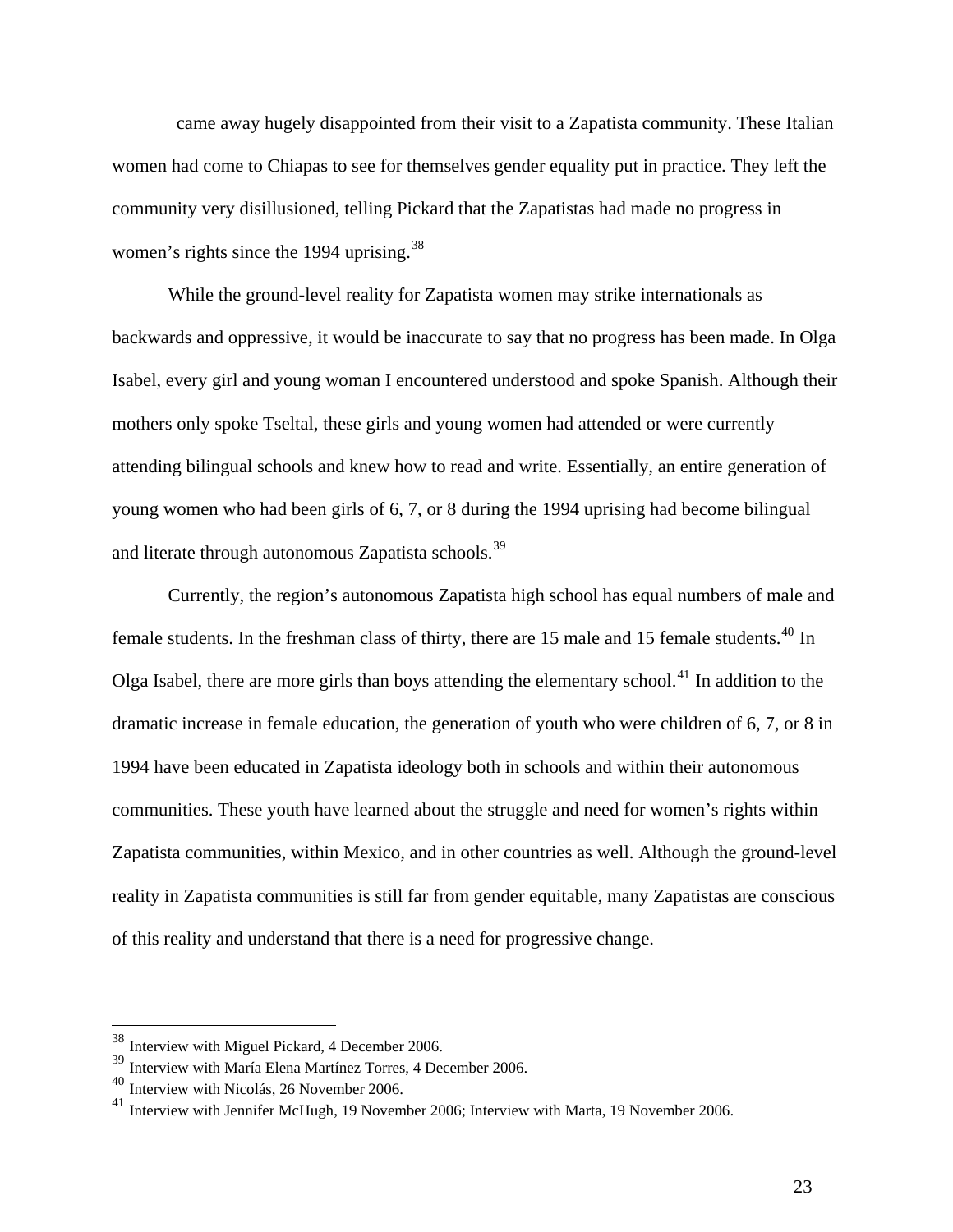came away hugely disappointed from their visit to a Zapatista community. These Italian women had come to Chiapas to see for themselves gender equality put in practice. They left the community very disillusioned, telling Pickard that the Zapatistas had made no progress in women's rights since the 1994 uprising.[38]

While the ground-level reality for Zapatista women may strike internationals as backwards and oppressive, it would be inaccurate to say that no progress has been made. In Olga Isabel, every girl and young woman I encountered understood and spoke Spanish. Although their mothers only spoke Tseltal, these girls and young women had attended or were currently attending bilingual schools and knew how to read and write. Essentially, an entire generation of young women who had been girls of 6, 7, or 8 during the 1994 uprising had become bilingual and literate through autonomous Zapatista schools.[39]

Currently, the region's autonomous Zapatista high school has equal numbers of male and female students. In the freshman class of thirty, there are 15 male and 15 female students.[40] In Olga Isabel, there are more girls than boys attending the elementary school.[41] In addition to the dramatic increase in female education, the generation of youth who were children of 6, 7, or 8 in 1994 have been educated in Zapatista ideology both in schools and within their autonomous communities. These youth have learned about the struggle and need for women's rights within Zapatista communities, within Mexico, and in other countries as well. Although the ground-level reality in Zapatista communities is still far from gender equitable, many Zapatistas are conscious of this reality and understand that there is a need for progressive change.

---

[38] Interview with Miguel Pickard, 4 December 2006.

[39] Interview with María Elena Martínez Torres, 4 December 2006.

[40] Interview with Nicolás, 26 November 2006.

[41] Interview with Jennifer McHugh, 19 November 2006; Interview with Marta, 19 November 2006.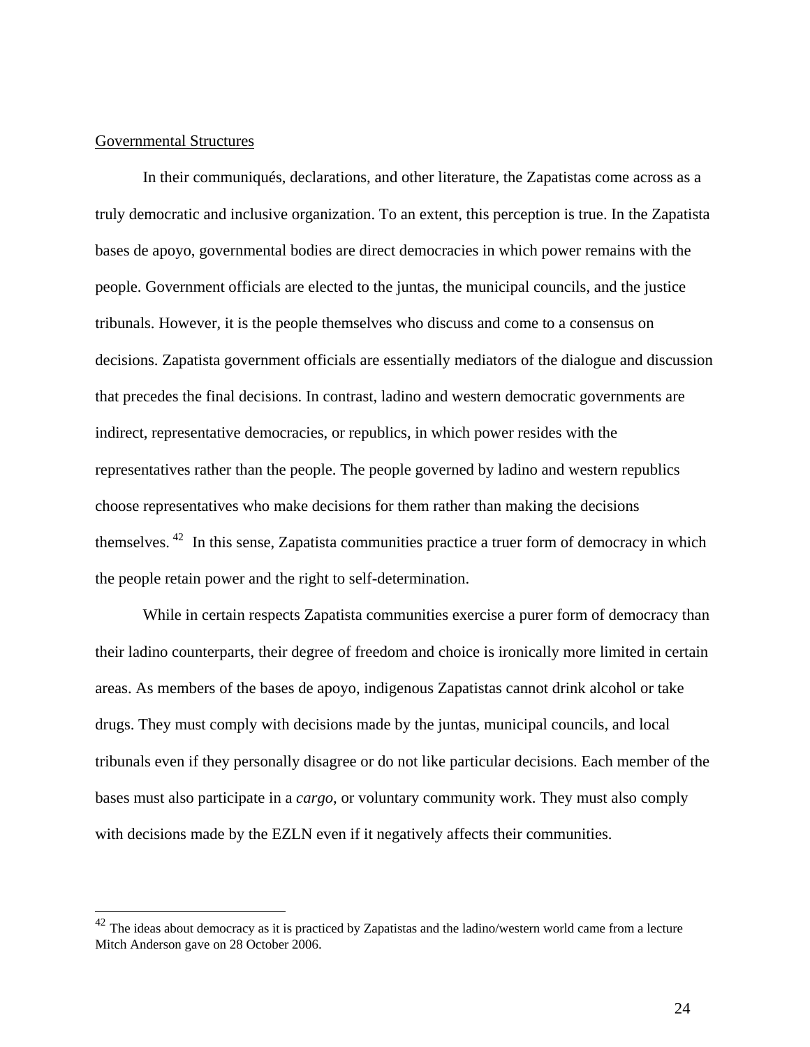Governmental Structures

In their communiqués, declarations, and other literature, the Zapatistas come across as a truly democratic and inclusive organization. To an extent, this perception is true. In the Zapatista bases de apoyo, governmental bodies are direct democracies in which power remains with the people. Government officials are elected to the juntas, the municipal councils, and the justice tribunals. However, it is the people themselves who discuss and come to a consensus on decisions. Zapatista government officials are essentially mediators of the dialogue and discussion that precedes the final decisions. In contrast, ladino and western democratic governments are indirect, representative democracies, or republics, in which power resides with the representatives rather than the people. The people governed by ladino and western republics choose representatives who make decisions for them rather than making the decisions themselves.[42] In this sense, Zapatista communities practice a truer form of democracy in which the people retain power and the right to self-determination.

While in certain respects Zapatista communities exercise a purer form of democracy than their ladino counterparts, their degree of freedom and choice is ironically more limited in certain areas. As members of the bases de apoyo, indigenous Zapatistas cannot drink alcohol or take drugs. They must comply with decisions made by the juntas, municipal councils, and local tribunals even if they personally disagree or do not like particular decisions. Each member of the bases must also participate in a *cargo*, or voluntary community work. They must also comply with decisions made by the EZLN even if it negatively affects their communities.

---

[42] The ideas about democracy as it is practiced by Zapatistas and the ladino/western world came from a lecture Mitch Anderson gave on 28 October 2006.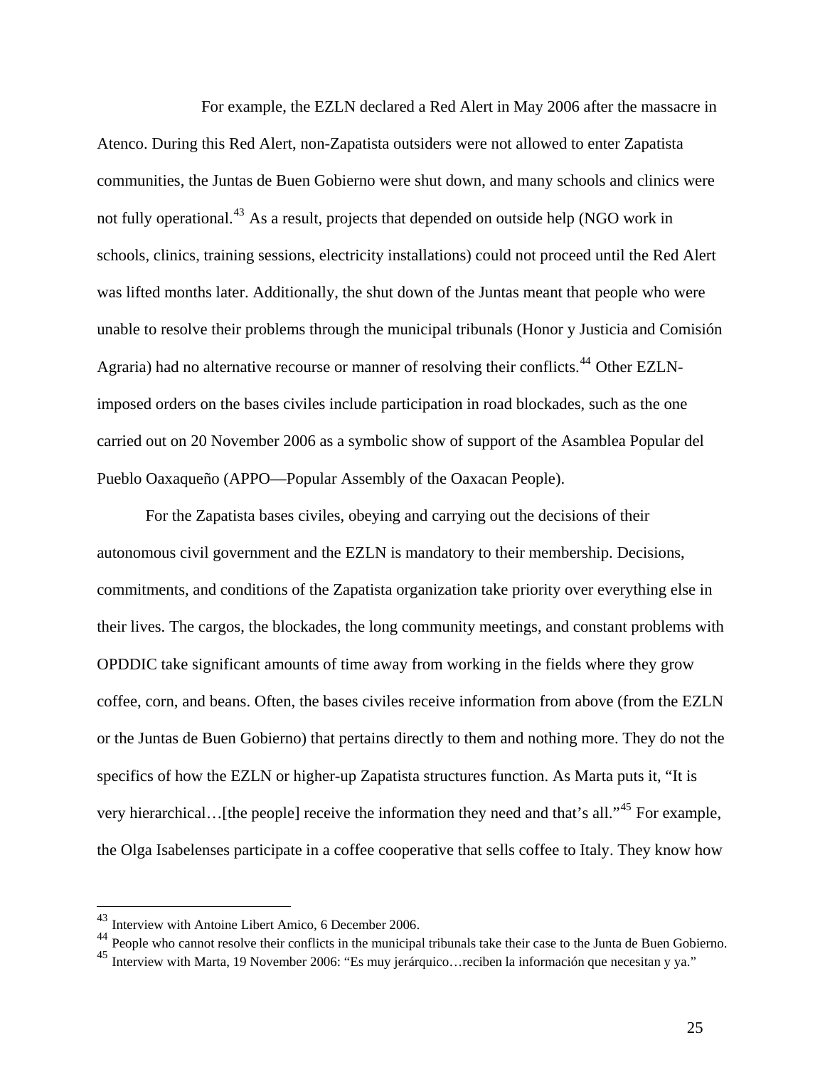For example, the EZLN declared a Red Alert in May 2006 after the massacre in Atenco. During this Red Alert, non-Zapatista outsiders were not allowed to enter Zapatista communities, the Juntas de Buen Gobierno were shut down, and many schools and clinics were not fully operational.[43] As a result, projects that depended on outside help (NGO work in schools, clinics, training sessions, electricity installations) could not proceed until the Red Alert was lifted months later. Additionally, the shut down of the Juntas meant that people who were unable to resolve their problems through the municipal tribunals (Honor y Justicia and Comisión Agraria) had no alternative recourse or manner of resolving their conflicts.[44] Other EZLN-imposed orders on the bases civiles include participation in road blockades, such as the one carried out on 20 November 2006 as a symbolic show of support of the Asamblea Popular del Pueblo Oaxaqueño (APPO—Popular Assembly of the Oaxacan People).

For the Zapatista bases civiles, obeying and carrying out the decisions of their autonomous civil government and the EZLN is mandatory to their membership. Decisions, commitments, and conditions of the Zapatista organization take priority over everything else in their lives. The cargos, the blockades, the long community meetings, and constant problems with OPDDIC take significant amounts of time away from working in the fields where they grow coffee, corn, and beans. Often, the bases civiles receive information from above (from the EZLN or the Juntas de Buen Gobierno) that pertains directly to them and nothing more. They do not the specifics of how the EZLN or higher-up Zapatista structures function. As Marta puts it, "It is very hierarchical…[the people] receive the information they need and that's all."[45] For example, the Olga Isabelenses participate in a coffee cooperative that sells coffee to Italy. They know how

---

[43] Interview with Antoine Libert Amico, 6 December 2006.

[44] People who cannot resolve their conflicts in the municipal tribunals take their case to the Junta de Buen Gobierno.

[45] Interview with Marta, 19 November 2006: "Es muy jerárquico…reciben la información que necesitan y ya."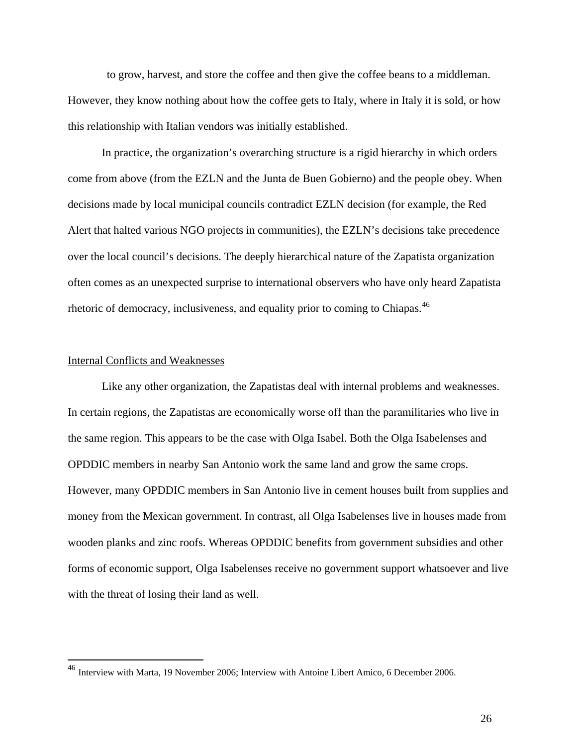to grow, harvest, and store the coffee and then give the coffee beans to a middleman. However, they know nothing about how the coffee gets to Italy, where in Italy it is sold, or how this relationship with Italian vendors was initially established.

In practice, the organization's overarching structure is a rigid hierarchy in which orders come from above (from the EZLN and the Junta de Buen Gobierno) and the people obey. When decisions made by local municipal councils contradict EZLN decision (for example, the Red Alert that halted various NGO projects in communities), the EZLN's decisions take precedence over the local council's decisions. The deeply hierarchical nature of the Zapatista organization often comes as an unexpected surprise to international observers who have only heard Zapatista rhetoric of democracy, inclusiveness, and equality prior to coming to Chiapas.[46]

## Internal Conflicts and Weaknesses

Like any other organization, the Zapatistas deal with internal problems and weaknesses. In certain regions, the Zapatistas are economically worse off than the paramilitaries who live in the same region. This appears to be the case with Olga Isabel. Both the Olga Isabelenses and OPDDIC members in nearby San Antonio work the same land and grow the same crops. However, many OPDDIC members in San Antonio live in cement houses built from supplies and money from the Mexican government. In contrast, all Olga Isabelenses live in houses made from wooden planks and zinc roofs. Whereas OPDDIC benefits from government subsidies and other forms of economic support, Olga Isabelenses receive no government support whatsoever and live with the threat of losing their land as well.

---

[46] Interview with Marta, 19 November 2006; Interview with Antoine Libert Amico, 6 December 2006.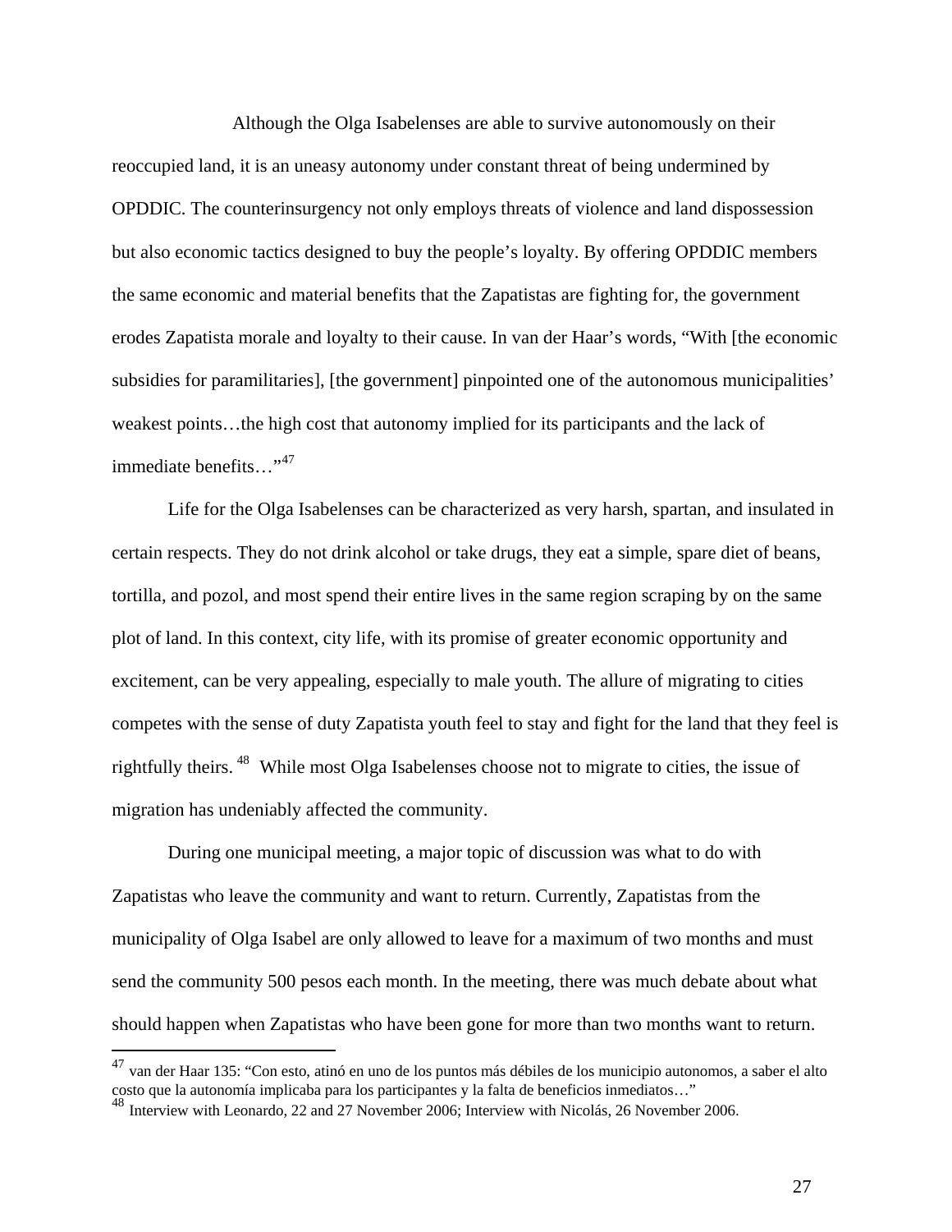Although the Olga Isabelenses are able to survive autonomously on their reoccupied land, it is an uneasy autonomy under constant threat of being undermined by OPDDIC. The counterinsurgency not only employs threats of violence and land dispossession but also economic tactics designed to buy the people's loyalty. By offering OPDDIC members the same economic and material benefits that the Zapatistas are fighting for, the government erodes Zapatista morale and loyalty to their cause. In van der Haar's words, "With [the economic subsidies for paramilitaries], [the government] pinpointed one of the autonomous municipalities' weakest points…the high cost that autonomy implied for its participants and the lack of immediate benefits…"[47]

Life for the Olga Isabelenses can be characterized as very harsh, spartan, and insulated in certain respects. They do not drink alcohol or take drugs, they eat a simple, spare diet of beans, tortilla, and pozol, and most spend their entire lives in the same region scraping by on the same plot of land. In this context, city life, with its promise of greater economic opportunity and excitement, can be very appealing, especially to male youth. The allure of migrating to cities competes with the sense of duty Zapatista youth feel to stay and fight for the land that they feel is rightfully theirs.[48] While most Olga Isabelenses choose not to migrate to cities, the issue of migration has undeniably affected the community.

During one municipal meeting, a major topic of discussion was what to do with Zapatistas who leave the community and want to return. Currently, Zapatistas from the municipality of Olga Isabel are only allowed to leave for a maximum of two months and must send the community 500 pesos each month. In the meeting, there was much debate about what should happen when Zapatistas who have been gone for more than two months want to return.

---

[47] van der Haar 135: "Con esto, atinó en uno de los puntos más débiles de los municipio autonomos, a saber el alto costo que la autonomía implicaba para los participantes y la falta de beneficios inmediatos…"

[48] Interview with Leonardo, 22 and 27 November 2006; Interview with Nicolás, 26 November 2006.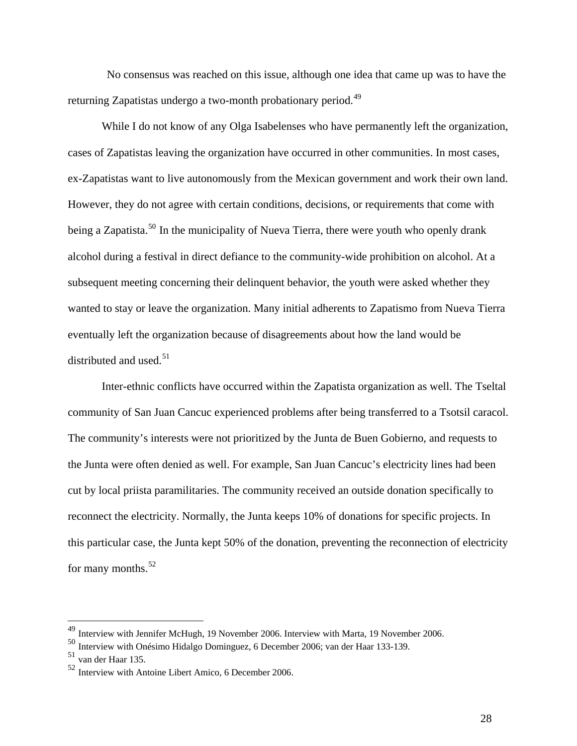No consensus was reached on this issue, although one idea that came up was to have the returning Zapatistas undergo a two-month probationary period.[49]

While I do not know of any Olga Isabelenses who have permanently left the organization, cases of Zapatistas leaving the organization have occurred in other communities. In most cases, ex-Zapatistas want to live autonomously from the Mexican government and work their own land. However, they do not agree with certain conditions, decisions, or requirements that come with being a Zapatista.[50] In the municipality of Nueva Tierra, there were youth who openly drank alcohol during a festival in direct defiance to the community-wide prohibition on alcohol. At a subsequent meeting concerning their delinquent behavior, the youth were asked whether they wanted to stay or leave the organization. Many initial adherents to Zapatismo from Nueva Tierra eventually left the organization because of disagreements about how the land would be distributed and used.[51]

Inter-ethnic conflicts have occurred within the Zapatista organization as well. The Tseltal community of San Juan Cancuc experienced problems after being transferred to a Tsotsil caracol. The community's interests were not prioritized by the Junta de Buen Gobierno, and requests to the Junta were often denied as well. For example, San Juan Cancuc's electricity lines had been cut by local priista paramilitaries. The community received an outside donation specifically to reconnect the electricity. Normally, the Junta keeps 10% of donations for specific projects. In this particular case, the Junta kept 50% of the donation, preventing the reconnection of electricity for many months.[52]

---

[49] Interview with Jennifer McHugh, 19 November 2006. Interview with Marta, 19 November 2006.

[50] Interview with Onésimo Hidalgo Dominguez, 6 December 2006; van der Haar 133-139.

[51] van der Haar 135.

[52] Interview with Antoine Libert Amico, 6 December 2006.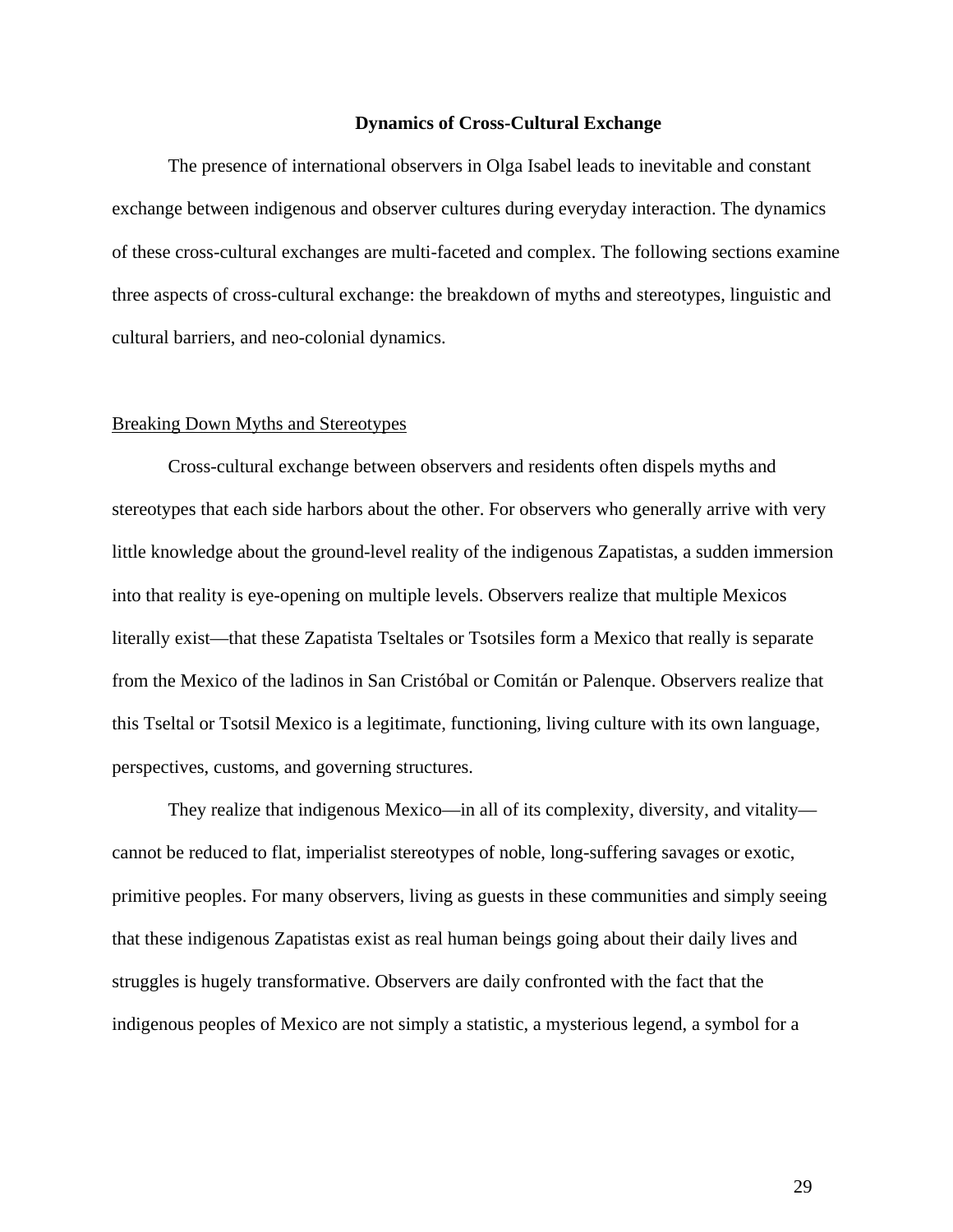## Dynamics of Cross-Cultural Exchange

The presence of international observers in Olga Isabel leads to inevitable and constant exchange between indigenous and observer cultures during everyday interaction. The dynamics of these cross-cultural exchanges are multi-faceted and complex. The following sections examine three aspects of cross-cultural exchange: the breakdown of myths and stereotypes, linguistic and cultural barriers, and neo-colonial dynamics.

### Breaking Down Myths and Stereotypes

Cross-cultural exchange between observers and residents often dispels myths and stereotypes that each side harbors about the other. For observers who generally arrive with very little knowledge about the ground-level reality of the indigenous Zapatistas, a sudden immersion into that reality is eye-opening on multiple levels. Observers realize that multiple Mexicos literally exist—that these Zapatista Tseltales or Tsotsiles form a Mexico that really is separate from the Mexico of the ladinos in San Cristóbal or Comitán or Palenque. Observers realize that this Tseltal or Tsotsil Mexico is a legitimate, functioning, living culture with its own language, perspectives, customs, and governing structures.

They realize that indigenous Mexico—in all of its complexity, diversity, and vitality—cannot be reduced to flat, imperialist stereotypes of noble, long-suffering savages or exotic, primitive peoples. For many observers, living as guests in these communities and simply seeing that these indigenous Zapatistas exist as real human beings going about their daily lives and struggles is hugely transformative. Observers are daily confronted with the fact that the indigenous peoples of Mexico are not simply a statistic, a mysterious legend, a symbol for a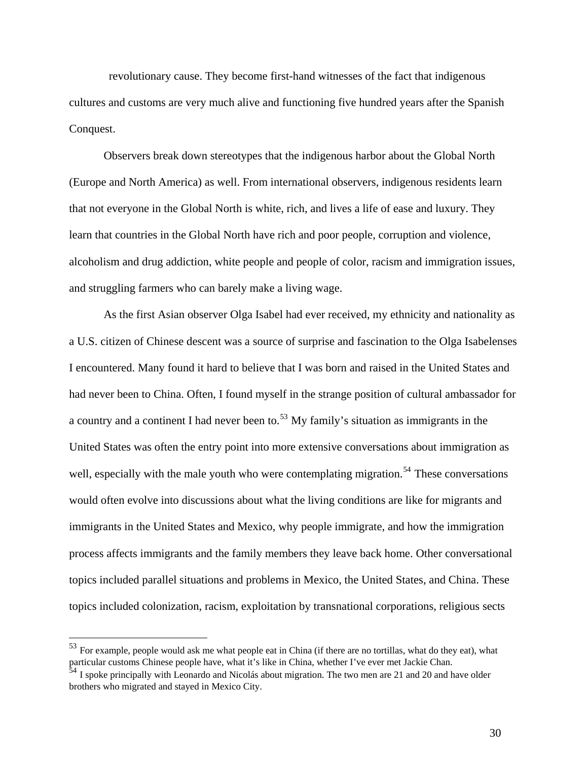revolutionary cause. They become first-hand witnesses of the fact that indigenous cultures and customs are very much alive and functioning five hundred years after the Spanish Conquest.

Observers break down stereotypes that the indigenous harbor about the Global North (Europe and North America) as well. From international observers, indigenous residents learn that not everyone in the Global North is white, rich, and lives a life of ease and luxury. They learn that countries in the Global North have rich and poor people, corruption and violence, alcoholism and drug addiction, white people and people of color, racism and immigration issues, and struggling farmers who can barely make a living wage.

As the first Asian observer Olga Isabel had ever received, my ethnicity and nationality as a U.S. citizen of Chinese descent was a source of surprise and fascination to the Olga Isabelenses I encountered. Many found it hard to believe that I was born and raised in the United States and had never been to China. Often, I found myself in the strange position of cultural ambassador for a country and a continent I had never been to.[53] My family's situation as immigrants in the United States was often the entry point into more extensive conversations about immigration as well, especially with the male youth who were contemplating migration.[54] These conversations would often evolve into discussions about what the living conditions are like for migrants and immigrants in the United States and Mexico, why people immigrate, and how the immigration process affects immigrants and the family members they leave back home. Other conversational topics included parallel situations and problems in Mexico, the United States, and China. These topics included colonization, racism, exploitation by transnational corporations, religious sects

---

[53] For example, people would ask me what people eat in China (if there are no tortillas, what do they eat), what particular customs Chinese people have, what it's like in China, whether I've ever met Jackie Chan.

[54] I spoke principally with Leonardo and Nicolás about migration. The two men are 21 and 20 and have older brothers who migrated and stayed in Mexico City.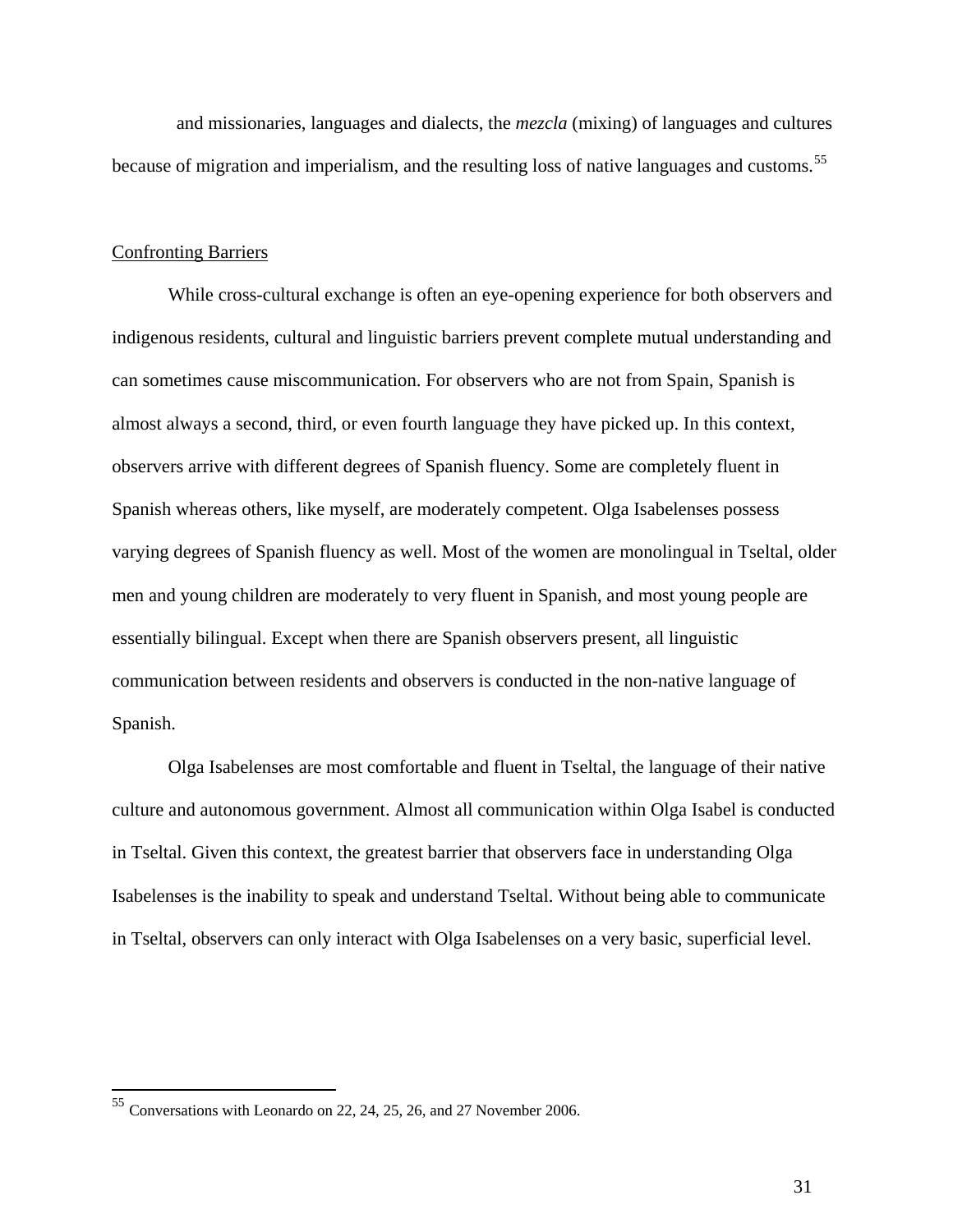and missionaries, languages and dialects, the *mezcla* (mixing) of languages and cultures because of migration and imperialism, and the resulting loss of native languages and customs.[55]

## Confronting Barriers

While cross-cultural exchange is often an eye-opening experience for both observers and indigenous residents, cultural and linguistic barriers prevent complete mutual understanding and can sometimes cause miscommunication. For observers who are not from Spain, Spanish is almost always a second, third, or even fourth language they have picked up. In this context, observers arrive with different degrees of Spanish fluency. Some are completely fluent in Spanish whereas others, like myself, are moderately competent. Olga Isabelenses possess varying degrees of Spanish fluency as well. Most of the women are monolingual in Tseltal, older men and young children are moderately to very fluent in Spanish, and most young people are essentially bilingual. Except when there are Spanish observers present, all linguistic communication between residents and observers is conducted in the non-native language of Spanish.

Olga Isabelenses are most comfortable and fluent in Tseltal, the language of their native culture and autonomous government. Almost all communication within Olga Isabel is conducted in Tseltal. Given this context, the greatest barrier that observers face in understanding Olga Isabelenses is the inability to speak and understand Tseltal. Without being able to communicate in Tseltal, observers can only interact with Olga Isabelenses on a very basic, superficial level.

---

[55] Conversations with Leonardo on 22, 24, 25, 26, and 27 November 2006.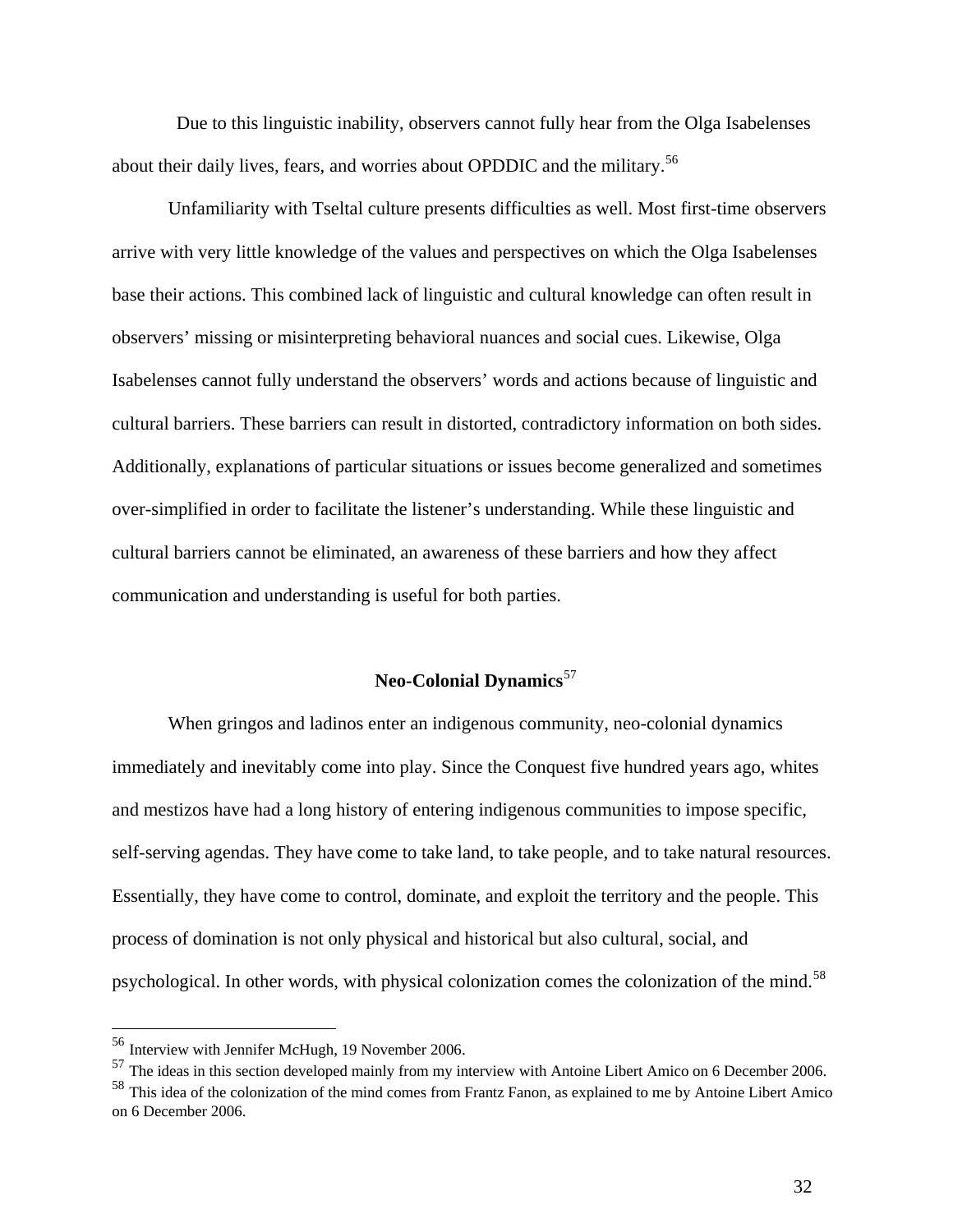Due to this linguistic inability, observers cannot fully hear from the Olga Isabelenses about their daily lives, fears, and worries about OPDDIC and the military.[56]

Unfamiliarity with Tseltal culture presents difficulties as well. Most first-time observers arrive with very little knowledge of the values and perspectives on which the Olga Isabelenses base their actions. This combined lack of linguistic and cultural knowledge can often result in observers' missing or misinterpreting behavioral nuances and social cues. Likewise, Olga Isabelenses cannot fully understand the observers' words and actions because of linguistic and cultural barriers. These barriers can result in distorted, contradictory information on both sides. Additionally, explanations of particular situations or issues become generalized and sometimes over-simplified in order to facilitate the listener's understanding. While these linguistic and cultural barriers cannot be eliminated, an awareness of these barriers and how they affect communication and understanding is useful for both parties.

## Neo-Colonial Dynamics[57]

When gringos and ladinos enter an indigenous community, neo-colonial dynamics immediately and inevitably come into play. Since the Conquest five hundred years ago, whites and mestizos have had a long history of entering indigenous communities to impose specific, self-serving agendas. They have come to take land, to take people, and to take natural resources. Essentially, they have come to control, dominate, and exploit the territory and the people. This process of domination is not only physical and historical but also cultural, social, and psychological. In other words, with physical colonization comes the colonization of the mind.[58]

---

[56] Interview with Jennifer McHugh, 19 November 2006.

[57] The ideas in this section developed mainly from my interview with Antoine Libert Amico on 6 December 2006.

[58] This idea of the colonization of the mind comes from Frantz Fanon, as explained to me by Antoine Libert Amico on 6 December 2006.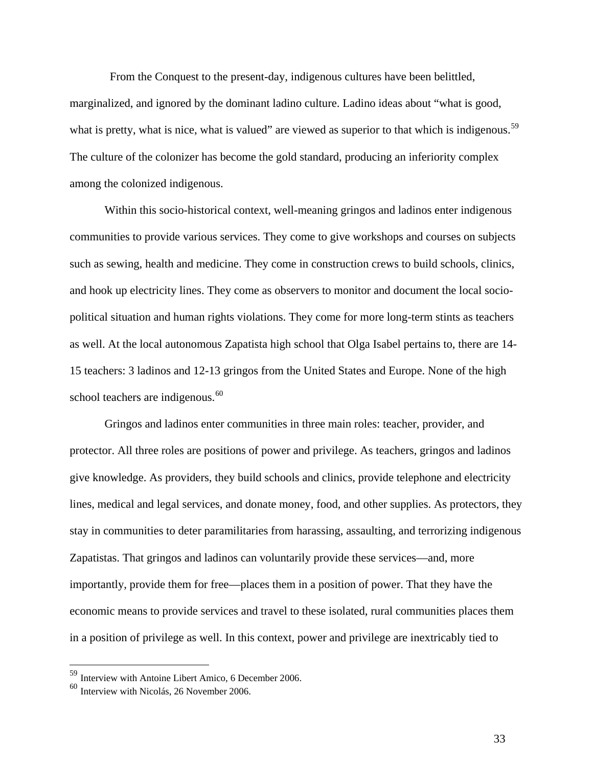From the Conquest to the present-day, indigenous cultures have been belittled, marginalized, and ignored by the dominant ladino culture. Ladino ideas about "what is good, what is pretty, what is nice, what is valued" are viewed as superior to that which is indigenous.[59] The culture of the colonizer has become the gold standard, producing an inferiority complex among the colonized indigenous.

Within this socio-historical context, well-meaning gringos and ladinos enter indigenous communities to provide various services. They come to give workshops and courses on subjects such as sewing, health and medicine. They come in construction crews to build schools, clinics, and hook up electricity lines. They come as observers to monitor and document the local socio-political situation and human rights violations. They come for more long-term stints as teachers as well. At the local autonomous Zapatista high school that Olga Isabel pertains to, there are 14-15 teachers: 3 ladinos and 12-13 gringos from the United States and Europe. None of the high school teachers are indigenous.[60]

Gringos and ladinos enter communities in three main roles: teacher, provider, and protector. All three roles are positions of power and privilege. As teachers, gringos and ladinos give knowledge. As providers, they build schools and clinics, provide telephone and electricity lines, medical and legal services, and donate money, food, and other supplies. As protectors, they stay in communities to deter paramilitaries from harassing, assaulting, and terrorizing indigenous Zapatistas. That gringos and ladinos can voluntarily provide these services—and, more importantly, provide them for free—places them in a position of power. That they have the economic means to provide services and travel to these isolated, rural communities places them in a position of privilege as well. In this context, power and privilege are inextricably tied to

---

[59] Interview with Antoine Libert Amico, 6 December 2006.

[60] Interview with Nicolás, 26 November 2006.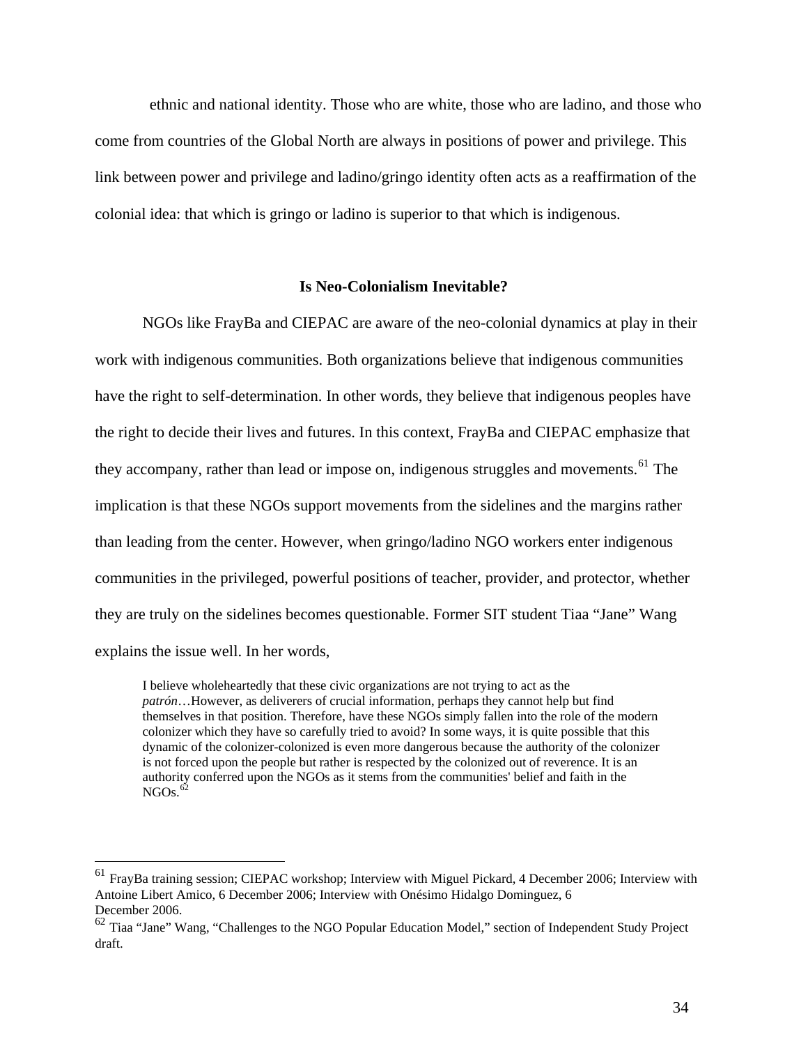ethnic and national identity. Those who are white, those who are ladino, and those who come from countries of the Global North are always in positions of power and privilege. This link between power and privilege and ladino/gringo identity often acts as a reaffirmation of the colonial idea: that which is gringo or ladino is superior to that which is indigenous.

### Is Neo-Colonialism Inevitable?

NGOs like FrayBa and CIEPAC are aware of the neo-colonial dynamics at play in their work with indigenous communities. Both organizations believe that indigenous communities have the right to self-determination. In other words, they believe that indigenous peoples have the right to decide their lives and futures. In this context, FrayBa and CIEPAC emphasize that they accompany, rather than lead or impose on, indigenous struggles and movements.[61] The implication is that these NGOs support movements from the sidelines and the margins rather than leading from the center. However, when gringo/ladino NGO workers enter indigenous communities in the privileged, powerful positions of teacher, provider, and protector, whether they are truly on the sidelines becomes questionable. Former SIT student Tiaa "Jane" Wang explains the issue well. In her words,

> I believe wholeheartedly that these civic organizations are not trying to act as the *patrón*…However, as deliverers of crucial information, perhaps they cannot help but find themselves in that position. Therefore, have these NGOs simply fallen into the role of the modern colonizer which they have so carefully tried to avoid? In some ways, it is quite possible that this dynamic of the colonizer-colonized is even more dangerous because the authority of the colonizer is not forced upon the people but rather is respected by the colonized out of reverence. It is an authority conferred upon the NGOs as it stems from the communities' belief and faith in the NGOs.[62]

---

[61] FrayBa training session; CIEPAC workshop; Interview with Miguel Pickard, 4 December 2006; Interview with Antoine Libert Amico, 6 December 2006; Interview with Onésimo Hidalgo Dominguez, 6 December 2006.

[62] Tiaa "Jane" Wang, "Challenges to the NGO Popular Education Model," section of Independent Study Project draft.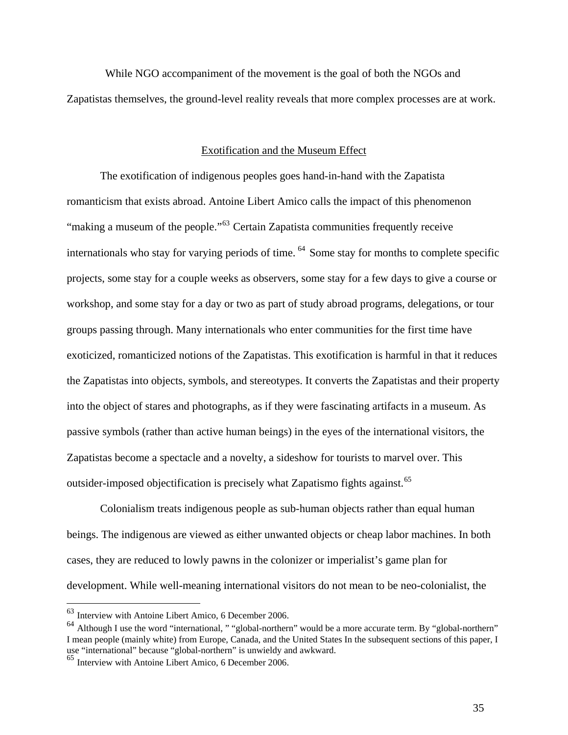While NGO accompaniment of the movement is the goal of both the NGOs and Zapatistas themselves, the ground-level reality reveals that more complex processes are at work.

## Exotification and the Museum Effect

The exotification of indigenous peoples goes hand-in-hand with the Zapatista romanticism that exists abroad. Antoine Libert Amico calls the impact of this phenomenon "making a museum of the people."[63] Certain Zapatista communities frequently receive internationals who stay for varying periods of time.[64] Some stay for months to complete specific projects, some stay for a couple weeks as observers, some stay for a few days to give a course or workshop, and some stay for a day or two as part of study abroad programs, delegations, or tour groups passing through. Many internationals who enter communities for the first time have exoticized, romanticized notions of the Zapatistas. This exotification is harmful in that it reduces the Zapatistas into objects, symbols, and stereotypes. It converts the Zapatistas and their property into the object of stares and photographs, as if they were fascinating artifacts in a museum. As passive symbols (rather than active human beings) in the eyes of the international visitors, the Zapatistas become a spectacle and a novelty, a sideshow for tourists to marvel over. This outsider-imposed objectification is precisely what Zapatismo fights against.[65]

Colonialism treats indigenous people as sub-human objects rather than equal human beings. The indigenous are viewed as either unwanted objects or cheap labor machines. In both cases, they are reduced to lowly pawns in the colonizer or imperialist's game plan for development. While well-meaning international visitors do not mean to be neo-colonialist, the

---

[63] Interview with Antoine Libert Amico, 6 December 2006.

[64] Although I use the word "international, " "global-northern" would be a more accurate term. By "global-northern" I mean people (mainly white) from Europe, Canada, and the United States In the subsequent sections of this paper, I use "international" because "global-northern" is unwieldy and awkward.

[65] Interview with Antoine Libert Amico, 6 December 2006.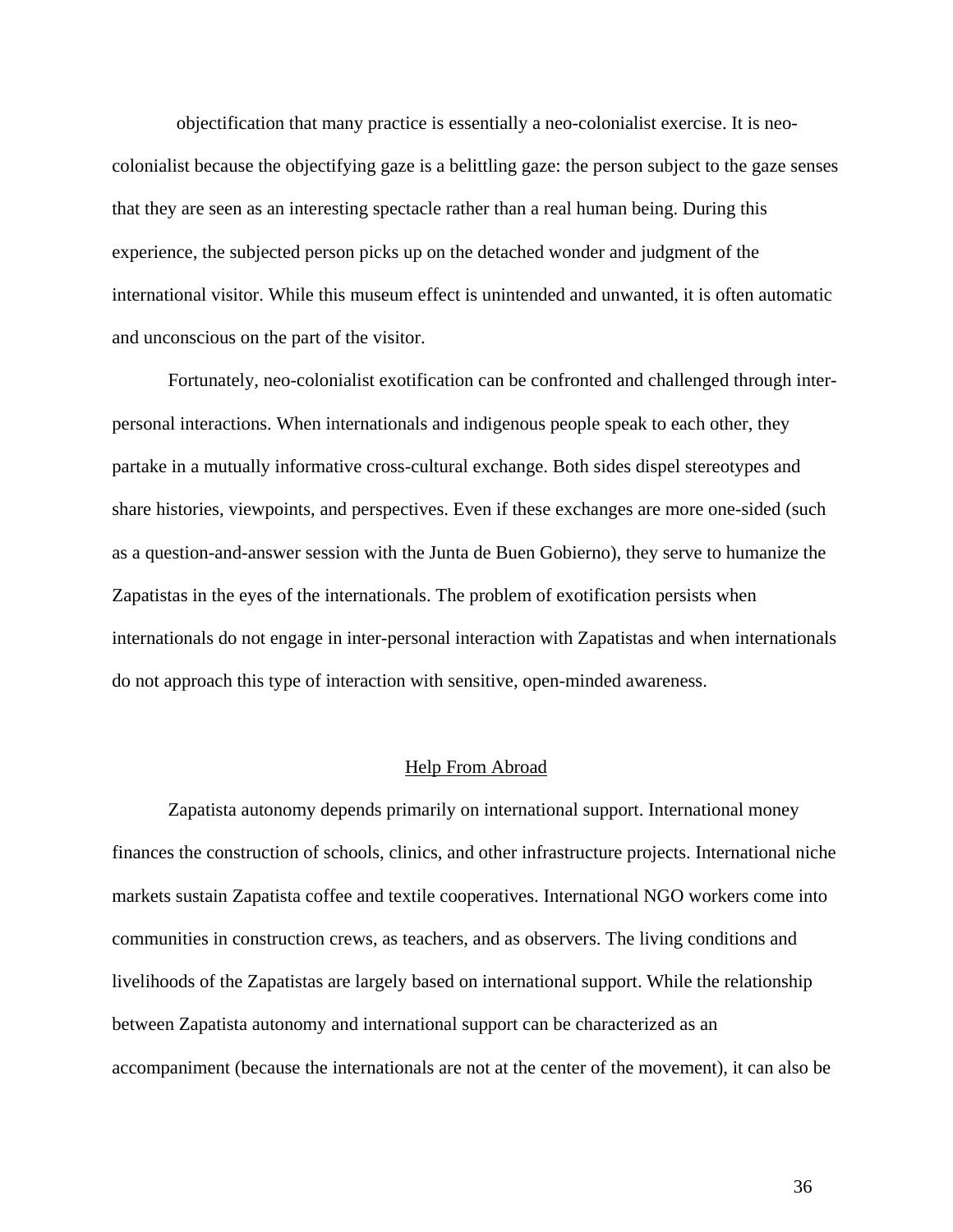objectification that many practice is essentially a neo-colonialist exercise. It is neo-colonialist because the objectifying gaze is a belittling gaze: the person subject to the gaze senses that they are seen as an interesting spectacle rather than a real human being. During this experience, the subjected person picks up on the detached wonder and judgment of the international visitor. While this museum effect is unintended and unwanted, it is often automatic and unconscious on the part of the visitor.

Fortunately, neo-colonialist exotification can be confronted and challenged through inter-personal interactions. When internationals and indigenous people speak to each other, they partake in a mutually informative cross-cultural exchange. Both sides dispel stereotypes and share histories, viewpoints, and perspectives. Even if these exchanges are more one-sided (such as a question-and-answer session with the Junta de Buen Gobierno), they serve to humanize the Zapatistas in the eyes of the internationals. The problem of exotification persists when internationals do not engage in inter-personal interaction with Zapatistas and when internationals do not approach this type of interaction with sensitive, open-minded awareness.

## Help From Abroad

Zapatista autonomy depends primarily on international support. International money finances the construction of schools, clinics, and other infrastructure projects. International niche markets sustain Zapatista coffee and textile cooperatives. International NGO workers come into communities in construction crews, as teachers, and as observers. The living conditions and livelihoods of the Zapatistas are largely based on international support. While the relationship between Zapatista autonomy and international support can be characterized as an accompaniment (because the internationals are not at the center of the movement), it can also be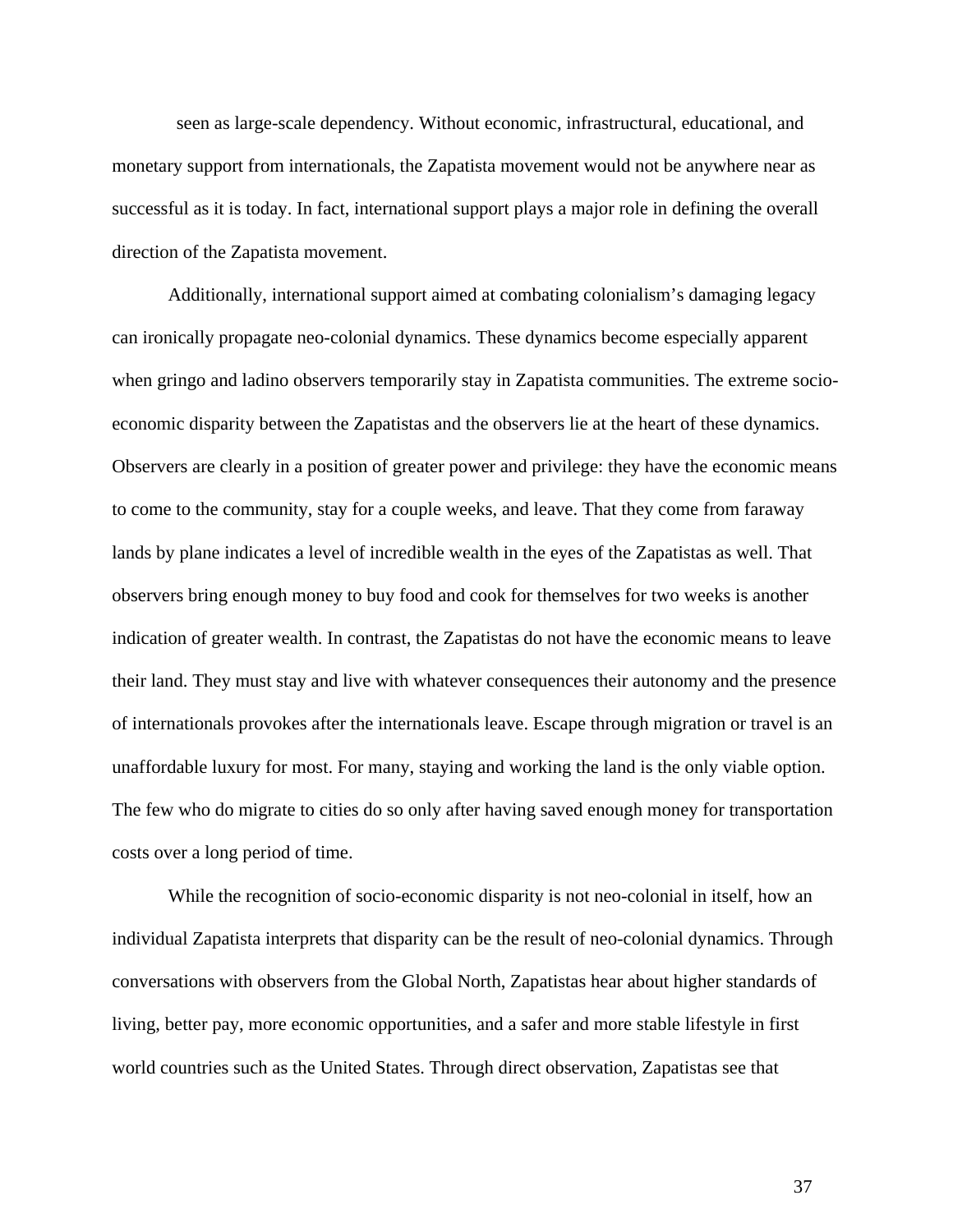seen as large-scale dependency. Without economic, infrastructural, educational, and monetary support from internationals, the Zapatista movement would not be anywhere near as successful as it is today. In fact, international support plays a major role in defining the overall direction of the Zapatista movement.

Additionally, international support aimed at combating colonialism's damaging legacy can ironically propagate neo-colonial dynamics. These dynamics become especially apparent when gringo and ladino observers temporarily stay in Zapatista communities. The extreme socio-economic disparity between the Zapatistas and the observers lie at the heart of these dynamics. Observers are clearly in a position of greater power and privilege: they have the economic means to come to the community, stay for a couple weeks, and leave. That they come from faraway lands by plane indicates a level of incredible wealth in the eyes of the Zapatistas as well. That observers bring enough money to buy food and cook for themselves for two weeks is another indication of greater wealth. In contrast, the Zapatistas do not have the economic means to leave their land. They must stay and live with whatever consequences their autonomy and the presence of internationals provokes after the internationals leave. Escape through migration or travel is an unaffordable luxury for most. For many, staying and working the land is the only viable option. The few who do migrate to cities do so only after having saved enough money for transportation costs over a long period of time.

While the recognition of socio-economic disparity is not neo-colonial in itself, how an individual Zapatista interprets that disparity can be the result of neo-colonial dynamics. Through conversations with observers from the Global North, Zapatistas hear about higher standards of living, better pay, more economic opportunities, and a safer and more stable lifestyle in first world countries such as the United States. Through direct observation, Zapatistas see that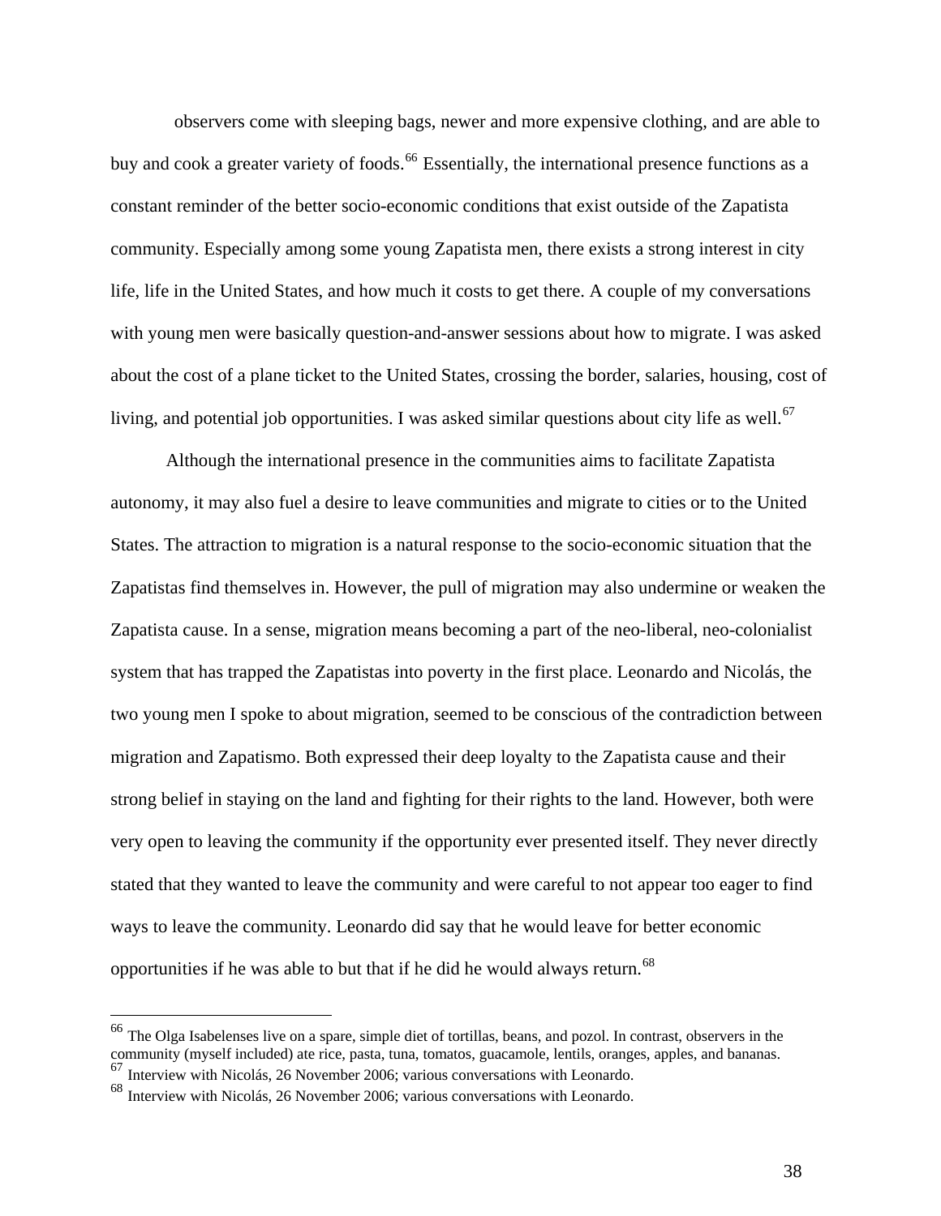observers come with sleeping bags, newer and more expensive clothing, and are able to buy and cook a greater variety of foods.[66] Essentially, the international presence functions as a constant reminder of the better socio-economic conditions that exist outside of the Zapatista community. Especially among some young Zapatista men, there exists a strong interest in city life, life in the United States, and how much it costs to get there. A couple of my conversations with young men were basically question-and-answer sessions about how to migrate. I was asked about the cost of a plane ticket to the United States, crossing the border, salaries, housing, cost of living, and potential job opportunities. I was asked similar questions about city life as well.[67]

Although the international presence in the communities aims to facilitate Zapatista autonomy, it may also fuel a desire to leave communities and migrate to cities or to the United States. The attraction to migration is a natural response to the socio-economic situation that the Zapatistas find themselves in. However, the pull of migration may also undermine or weaken the Zapatista cause. In a sense, migration means becoming a part of the neo-liberal, neo-colonialist system that has trapped the Zapatistas into poverty in the first place. Leonardo and Nicolás, the two young men I spoke to about migration, seemed to be conscious of the contradiction between migration and Zapatismo. Both expressed their deep loyalty to the Zapatista cause and their strong belief in staying on the land and fighting for their rights to the land. However, both were very open to leaving the community if the opportunity ever presented itself. They never directly stated that they wanted to leave the community and were careful to not appear too eager to find ways to leave the community. Leonardo did say that he would leave for better economic opportunities if he was able to but that if he did he would always return.[68]

---

[66] The Olga Isabelenses live on a spare, simple diet of tortillas, beans, and pozol. In contrast, observers in the community (myself included) ate rice, pasta, tuna, tomatos, guacamole, lentils, oranges, apples, and bananas.

[67] Interview with Nicolás, 26 November 2006; various conversations with Leonardo.

[68] Interview with Nicolás, 26 November 2006; various conversations with Leonardo.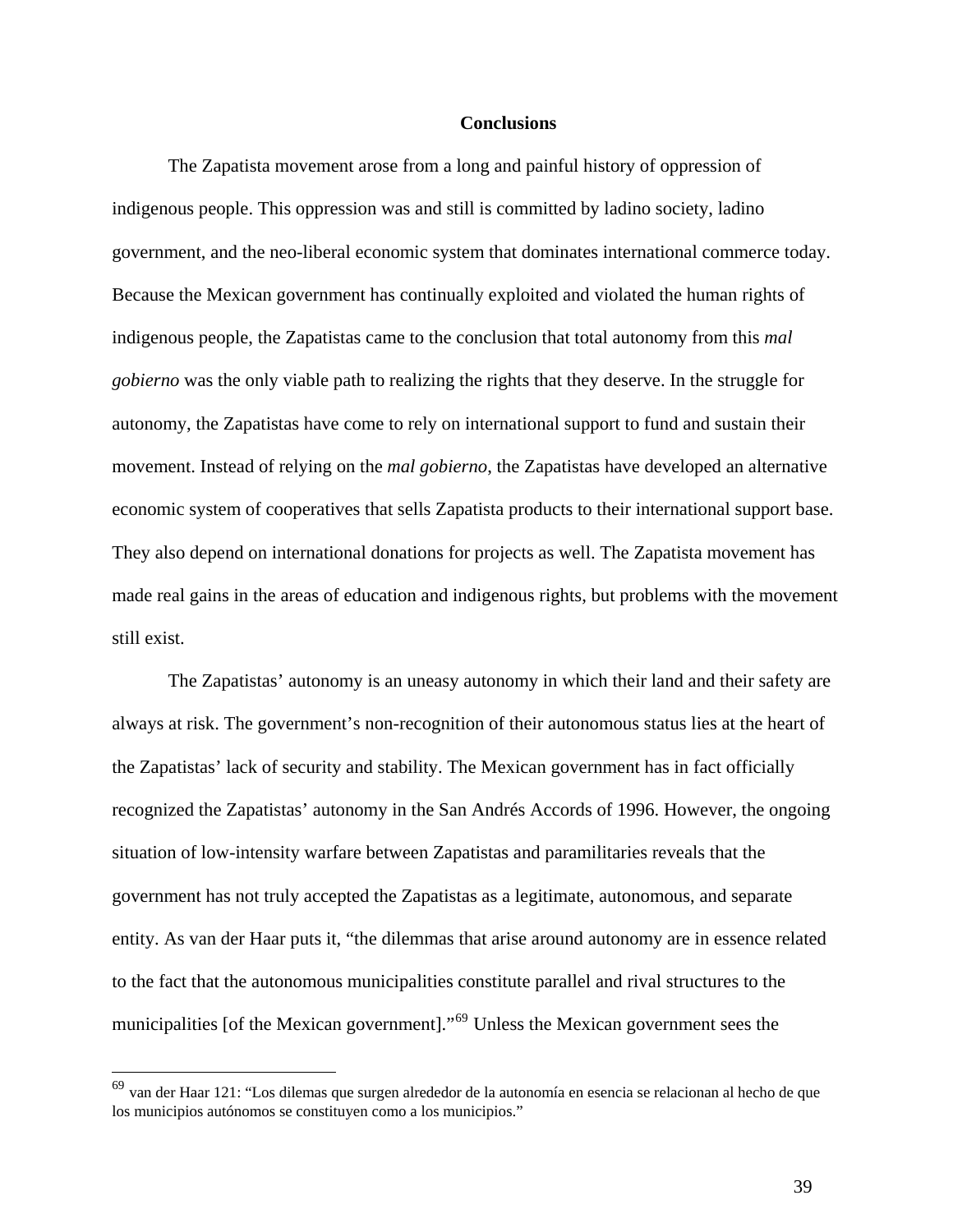## Conclusions

The Zapatista movement arose from a long and painful history of oppression of indigenous people. This oppression was and still is committed by ladino society, ladino government, and the neo-liberal economic system that dominates international commerce today. Because the Mexican government has continually exploited and violated the human rights of indigenous people, the Zapatistas came to the conclusion that total autonomy from this *mal gobierno* was the only viable path to realizing the rights that they deserve. In the struggle for autonomy, the Zapatistas have come to rely on international support to fund and sustain their movement. Instead of relying on the *mal gobierno*, the Zapatistas have developed an alternative economic system of cooperatives that sells Zapatista products to their international support base. They also depend on international donations for projects as well. The Zapatista movement has made real gains in the areas of education and indigenous rights, but problems with the movement still exist.

The Zapatistas' autonomy is an uneasy autonomy in which their land and their safety are always at risk. The government's non-recognition of their autonomous status lies at the heart of the Zapatistas' lack of security and stability. The Mexican government has in fact officially recognized the Zapatistas' autonomy in the San Andrés Accords of 1996. However, the ongoing situation of low-intensity warfare between Zapatistas and paramilitaries reveals that the government has not truly accepted the Zapatistas as a legitimate, autonomous, and separate entity. As van der Haar puts it, "the dilemmas that arise around autonomy are in essence related to the fact that the autonomous municipalities constitute parallel and rival structures to the municipalities [of the Mexican government]."[69] Unless the Mexican government sees the

---

[69] van der Haar 121: "Los dilemas que surgen alrededor de la autonomía en esencia se relacionan al hecho de que los municipios autónomos se constituyen como a los municipios."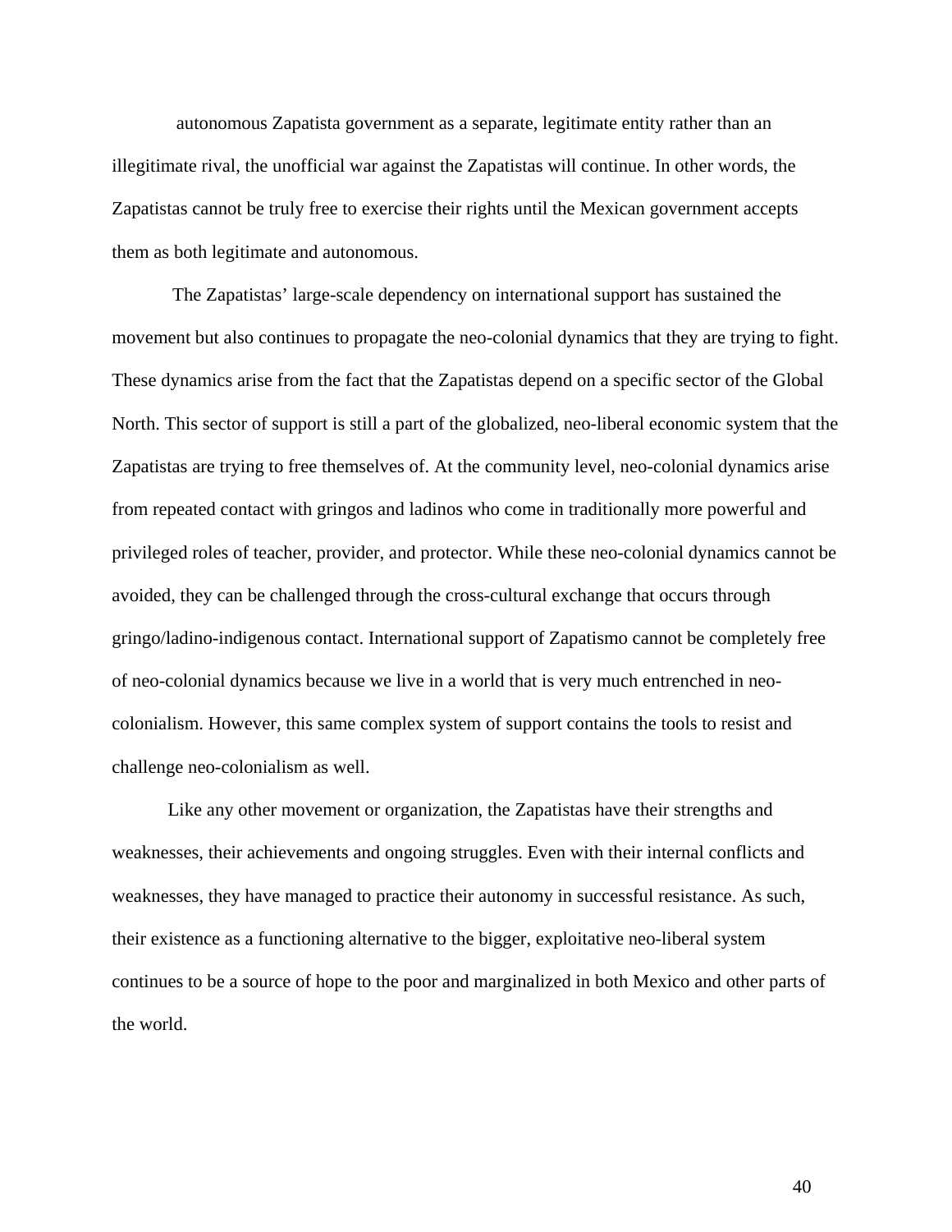autonomous Zapatista government as a separate, legitimate entity rather than an illegitimate rival, the unofficial war against the Zapatistas will continue. In other words, the Zapatistas cannot be truly free to exercise their rights until the Mexican government accepts them as both legitimate and autonomous.

The Zapatistas' large-scale dependency on international support has sustained the movement but also continues to propagate the neo-colonial dynamics that they are trying to fight. These dynamics arise from the fact that the Zapatistas depend on a specific sector of the Global North. This sector of support is still a part of the globalized, neo-liberal economic system that the Zapatistas are trying to free themselves of. At the community level, neo-colonial dynamics arise from repeated contact with gringos and ladinos who come in traditionally more powerful and privileged roles of teacher, provider, and protector. While these neo-colonial dynamics cannot be avoided, they can be challenged through the cross-cultural exchange that occurs through gringo/ladino-indigenous contact. International support of Zapatismo cannot be completely free of neo-colonial dynamics because we live in a world that is very much entrenched in neo-colonialism. However, this same complex system of support contains the tools to resist and challenge neo-colonialism as well.

Like any other movement or organization, the Zapatistas have their strengths and weaknesses, their achievements and ongoing struggles. Even with their internal conflicts and weaknesses, they have managed to practice their autonomy in successful resistance. As such, their existence as a functioning alternative to the bigger, exploitative neo-liberal system continues to be a source of hope to the poor and marginalized in both Mexico and other parts of the world.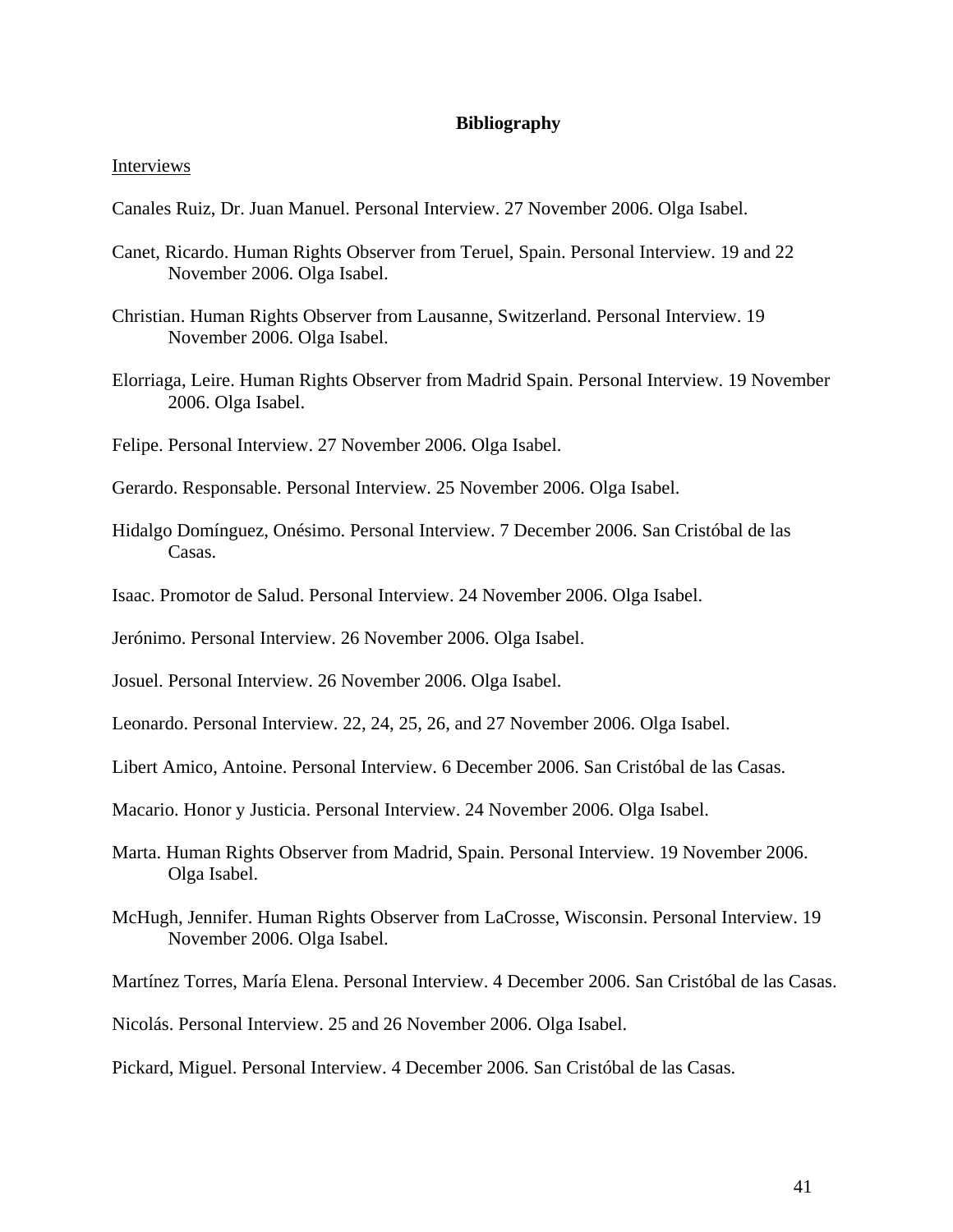# Bibliography

<u>Interviews</u>

Canales Ruiz, Dr. Juan Manuel. Personal Interview. 27 November 2006. Olga Isabel.

Canet, Ricardo. Human Rights Observer from Teruel, Spain. Personal Interview. 19 and 22 November 2006. Olga Isabel.

Christian. Human Rights Observer from Lausanne, Switzerland. Personal Interview. 19 November 2006. Olga Isabel.

Elorriaga, Leire. Human Rights Observer from Madrid Spain. Personal Interview. 19 November 2006. Olga Isabel.

Felipe. Personal Interview. 27 November 2006. Olga Isabel.

Gerardo. Responsable. Personal Interview. 25 November 2006. Olga Isabel.

Hidalgo Domínguez, Onésimo. Personal Interview. 7 December 2006. San Cristóbal de las Casas.

Isaac. Promotor de Salud. Personal Interview. 24 November 2006. Olga Isabel.

Jerónimo. Personal Interview. 26 November 2006. Olga Isabel.

Josuel. Personal Interview. 26 November 2006. Olga Isabel.

Leonardo. Personal Interview. 22, 24, 25, 26, and 27 November 2006. Olga Isabel.

Libert Amico, Antoine. Personal Interview. 6 December 2006. San Cristóbal de las Casas.

Macario. Honor y Justicia. Personal Interview. 24 November 2006. Olga Isabel.

Marta. Human Rights Observer from Madrid, Spain. Personal Interview. 19 November 2006. Olga Isabel.

McHugh, Jennifer. Human Rights Observer from LaCrosse, Wisconsin. Personal Interview. 19 November 2006. Olga Isabel.

Martínez Torres, María Elena. Personal Interview. 4 December 2006. San Cristóbal de las Casas.

Nicolás. Personal Interview. 25 and 26 November 2006. Olga Isabel.

Pickard, Miguel. Personal Interview. 4 December 2006. San Cristóbal de las Casas.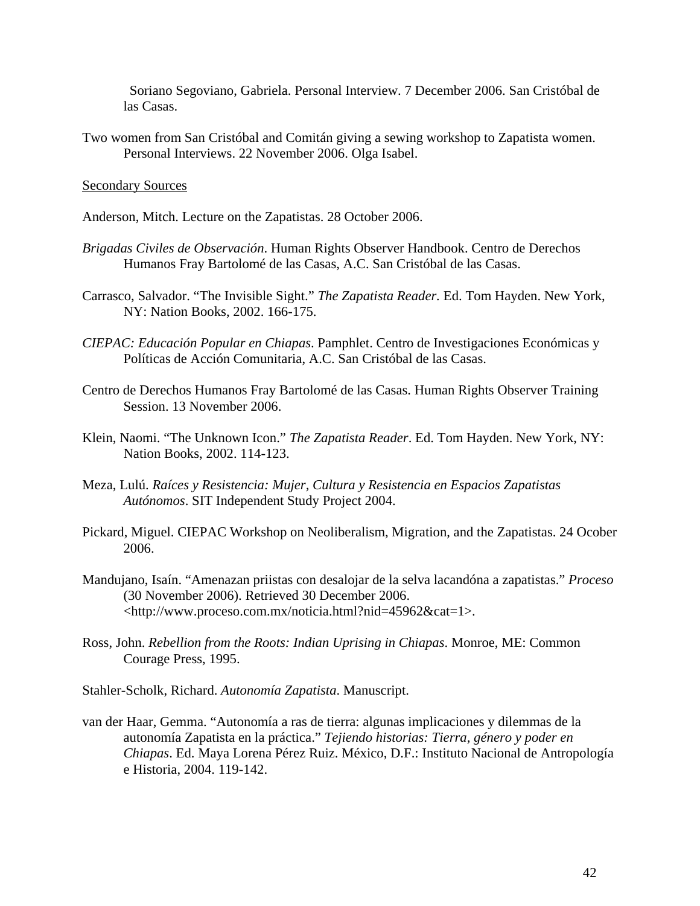Soriano Segoviano, Gabriela. Personal Interview. 7 December 2006. San Cristóbal de las Casas.

Two women from San Cristóbal and Comitán giving a sewing workshop to Zapatista women. Personal Interviews. 22 November 2006. Olga Isabel.

<u>Secondary Sources</u>

Anderson, Mitch. Lecture on the Zapatistas. 28 October 2006.

*Brigadas Civiles de Observación*. Human Rights Observer Handbook. Centro de Derechos Humanos Fray Bartolomé de las Casas, A.C. San Cristóbal de las Casas.

Carrasco, Salvador. "The Invisible Sight." *The Zapatista Reader.* Ed. Tom Hayden. New York, NY: Nation Books, 2002. 166-175.

*CIEPAC: Educación Popular en Chiapas*. Pamphlet. Centro de Investigaciones Económicas y Políticas de Acción Comunitaria, A.C. San Cristóbal de las Casas.

Centro de Derechos Humanos Fray Bartolomé de las Casas. Human Rights Observer Training Session. 13 November 2006.

Klein, Naomi. "The Unknown Icon." *The Zapatista Reader*. Ed. Tom Hayden. New York, NY: Nation Books, 2002. 114-123.

Meza, Lulú. *Raíces y Resistencia: Mujer, Cultura y Resistencia en Espacios Zapatistas Autónomos*. SIT Independent Study Project 2004.

Pickard, Miguel. CIEPAC Workshop on Neoliberalism, Migration, and the Zapatistas. 24 Ocober 2006.

Mandujano, Isaín. "Amenazan priistas con desalojar de la selva lacandóna a zapatistas." *Proceso* (30 November 2006). Retrieved 30 December 2006. <http://www.proceso.com.mx/noticia.html?nid=45962&cat=1>.

Ross, John. *Rebellion from the Roots: Indian Uprising in Chiapas*. Monroe, ME: Common Courage Press, 1995.

Stahler-Scholk, Richard. *Autonomía Zapatista*. Manuscript.

van der Haar, Gemma. "Autonomía a ras de tierra: algunas implicaciones y dilemmas de la autonomía Zapatista en la práctica." *Tejiendo historias: Tierra, género y poder en Chiapas*. Ed. Maya Lorena Pérez Ruiz. México, D.F.: Instituto Nacional de Antropología e Historia, 2004. 119-142.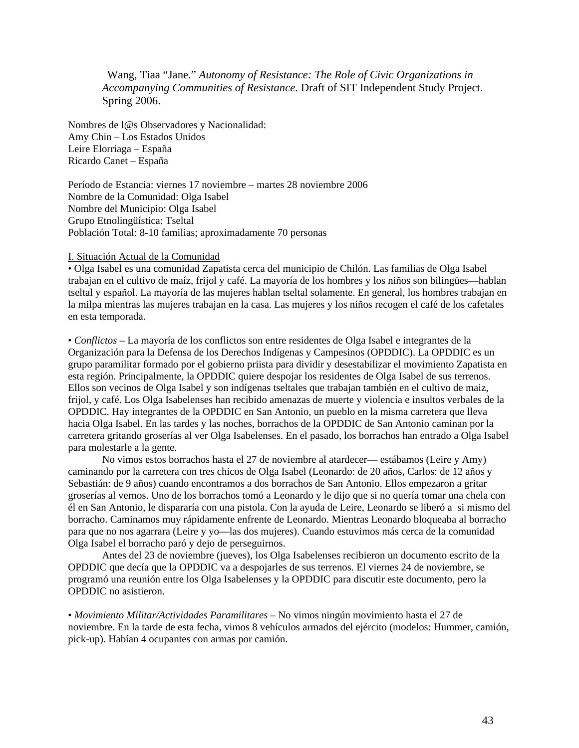Wang, Tiaa "Jane." *Autonomy of Resistance: The Role of Civic Organizations in Accompanying Communities of Resistance*. Draft of SIT Independent Study Project. Spring 2006.

Nombres de l@s Observadores y Nacionalidad:
Amy Chin – Los Estados Unidos
Leire Elorriaga – España
Ricardo Canet – España

Período de Estancia: viernes 17 noviembre – martes 28 noviembre 2006
Nombre de la Comunidad: Olga Isabel
Nombre del Municipio: Olga Isabel
Grupo Etnolingüística: Tseltal
Población Total: 8-10 familias; aproximadamente 70 personas

I. Situación Actual de la Comunidad

• Olga Isabel es una comunidad Zapatista cerca del municipio de Chilón. Las familias de Olga Isabel trabajan en el cultivo de maíz, frijol y café. La mayoría de los hombres y los niños son bilingües—hablan tseltal y español. La mayoría de las mujeres hablan tseltal solamente. En general, los hombres trabajan en la milpa mientras las mujeres trabajan en la casa. Las mujeres y los niños recogen el café de los cafetales en esta temporada.

• *Conflictos* – La mayoría de los conflictos son entre residentes de Olga Isabel e integrantes de la Organización para la Defensa de los Derechos Indígenas y Campesinos (OPDDIC). La OPDDIC es un grupo paramilitar formado por el gobierno priista para dividir y desestabilizar el movimiento Zapatista en esta región. Principalmente, la OPDDIC quiere despojar los residentes de Olga Isabel de sus terrenos. Ellos son vecinos de Olga Isabel y son indígenas tseltales que trabajan también en el cultivo de maiz, frijol, y café. Los Olga Isabelenses han recibido amenazas de muerte y violencia e insultos verbales de la OPDDIC. Hay integrantes de la OPDDIC en San Antonio, un pueblo en la misma carretera que lleva hacia Olga Isabel. En las tardes y las noches, borrachos de la OPDDIC de San Antonio caminan por la carretera gritando groserías al ver Olga Isabelenses. En el pasado, los borrachos han entrado a Olga Isabel para molestarle a la gente.

No vimos estos borrachos hasta el 27 de noviembre al atardecer— estábamos (Leire y Amy) caminando por la carretera con tres chicos de Olga Isabel (Leonardo: de 20 años, Carlos: de 12 años y Sebastián: de 9 años) cuando encontramos a dos borrachos de San Antonio. Ellos empezaron a gritar groserías al vernos. Uno de los borrachos tomó a Leonardo y le dijo que si no quería tomar una chela con él en San Antonio, le dispararía con una pistola. Con la ayuda de Leire, Leonardo se liberó a si mismo del borracho. Caminamos muy rápidamente enfrente de Leonardo. Mientras Leonardo bloqueaba al borracho para que no nos agarrara (Leire y yo—las dos mujeres). Cuando estuvimos más cerca de la comunidad Olga Isabel el borracho paró y dejo de perseguirnos.

Antes del 23 de noviembre (jueves), los Olga Isabelenses recibieron un documento escrito de la OPDDIC que decía que la OPDDIC va a despojarles de sus terrenos. El viernes 24 de noviembre, se programó una reunión entre los Olga Isabelenses y la OPDDIC para discutir este documento, pero la OPDDIC no asistieron.

• *Movimiento Militar/Actividades Paramilitares* – No vimos ningún movimiento hasta el 27 de noviembre. En la tarde de esta fecha, vimos 8 vehículos armados del ejército (modelos: Hummer, camión, pick-up). Habían 4 ocupantes con armas por camión.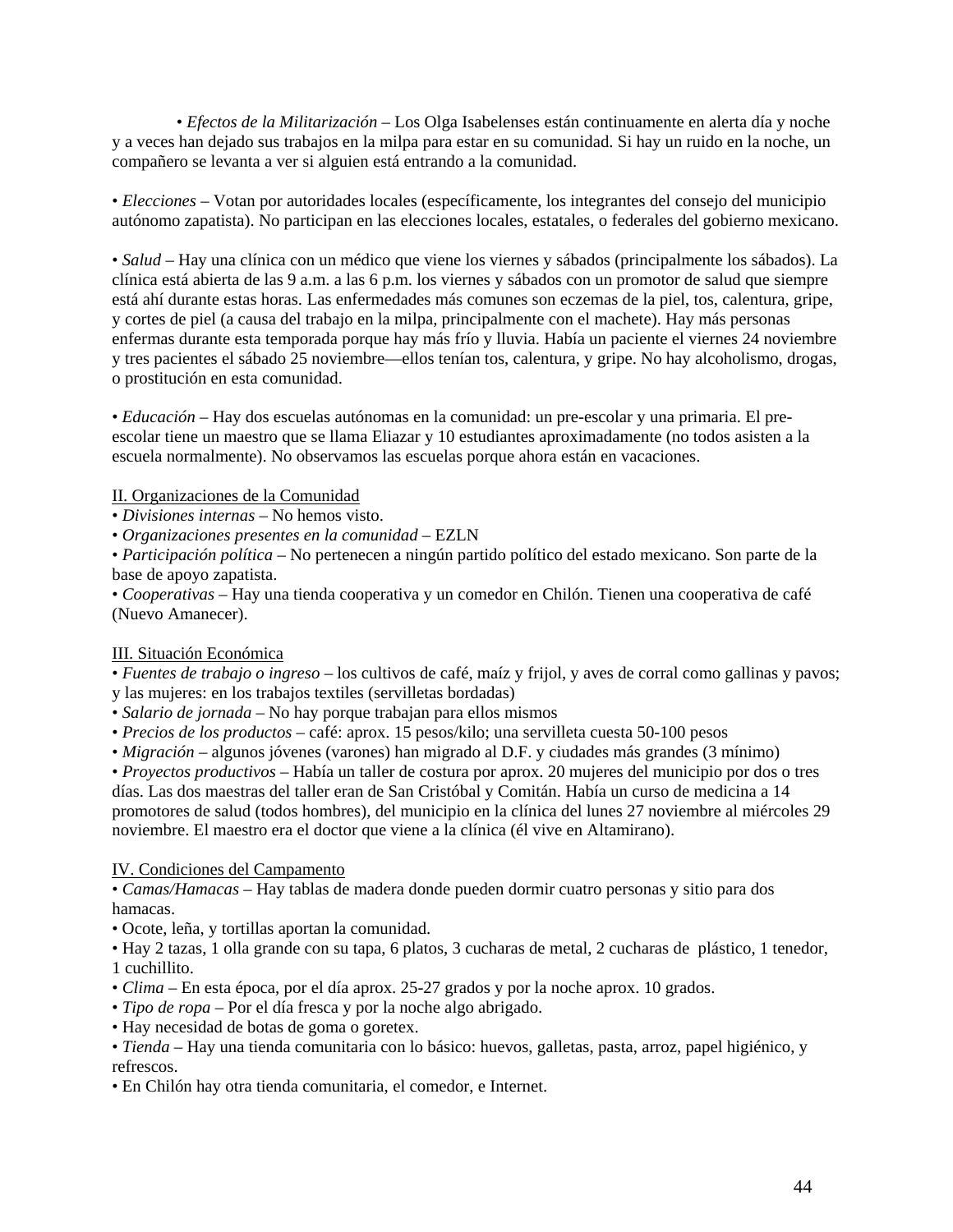• *Efectos de la Militarización* – Los Olga Isabelenses están continuamente en alerta día y noche y a veces han dejado sus trabajos en la milpa para estar en su comunidad. Si hay un ruido en la noche, un compañero se levanta a ver si alguien está entrando a la comunidad.

• *Elecciones* – Votan por autoridades locales (específicamente, los integrantes del consejo del municipio autónomo zapatista). No participan en las elecciones locales, estatales, o federales del gobierno mexicano.

• *Salud* – Hay una clínica con un médico que viene los viernes y sábados (principalmente los sábados). La clínica está abierta de las 9 a.m. a las 6 p.m. los viernes y sábados con un promotor de salud que siempre está ahí durante estas horas. Las enfermedades más comunes son eczemas de la piel, tos, calentura, gripe, y cortes de piel (a causa del trabajo en la milpa, principalmente con el machete). Hay más personas enfermas durante esta temporada porque hay más frío y lluvia. Había un paciente el viernes 24 noviembre y tres pacientes el sábado 25 noviembre—ellos tenían tos, calentura, y gripe. No hay alcoholismo, drogas, o prostitución en esta comunidad.

• *Educación* – Hay dos escuelas autónomas en la comunidad: un pre-escolar y una primaria. El pre-escolar tiene un maestro que se llama Eliazar y 10 estudiantes aproximadamente (no todos asisten a la escuela normalmente). No observamos las escuelas porque ahora están en vacaciones.

<u>II. Organizaciones de la Comunidad</u>

• *Divisiones internas* – No hemos visto.
• *Organizaciones presentes en la comunidad* – EZLN
• *Participación política* – No pertenecen a ningún partido político del estado mexicano. Son parte de la base de apoyo zapatista.
• *Cooperativas* – Hay una tienda cooperativa y un comedor en Chilón. Tienen una cooperativa de café (Nuevo Amanecer).

<u>III. Situación Económica</u>

• *Fuentes de trabajo o ingreso* – los cultivos de café, maíz y frijol, y aves de corral como gallinas y pavos; y las mujeres: en los trabajos textiles (servilletas bordadas)
• *Salario de jornada* – No hay porque trabajan para ellos mismos
• *Precios de los productos* – café: aprox. 15 pesos/kilo; una servilleta cuesta 50-100 pesos
• *Migración* – algunos jóvenes (varones) han migrado al D.F. y ciudades más grandes (3 mínimo)
• *Proyectos productivos* – Había un taller de costura por aprox. 20 mujeres del municipio por dos o tres días. Las dos maestras del taller eran de San Cristóbal y Comitán. Había un curso de medicina a 14 promotores de salud (todos hombres), del municipio en la clínica del lunes 27 noviembre al miércoles 29 noviembre. El maestro era el doctor que viene a la clínica (él vive en Altamirano).

<u>IV. Condiciones del Campamento</u>

• *Camas/Hamacas* – Hay tablas de madera donde pueden dormir cuatro personas y sitio para dos hamacas.
• Ocote, leña, y tortillas aportan la comunidad.
• Hay 2 tazas, 1 olla grande con su tapa, 6 platos, 3 cucharas de metal, 2 cucharas de plástico, 1 tenedor, 1 cuchillito.
• *Clima* – En esta época, por el día aprox. 25-27 grados y por la noche aprox. 10 grados.
• *Tipo de ropa* – Por el día fresca y por la noche algo abrigado.
• Hay necesidad de botas de goma o goretex.
• *Tienda* – Hay una tienda comunitaria con lo básico: huevos, galletas, pasta, arroz, papel higiénico, y refrescos.
• En Chilón hay otra tienda comunitaria, el comedor, e Internet.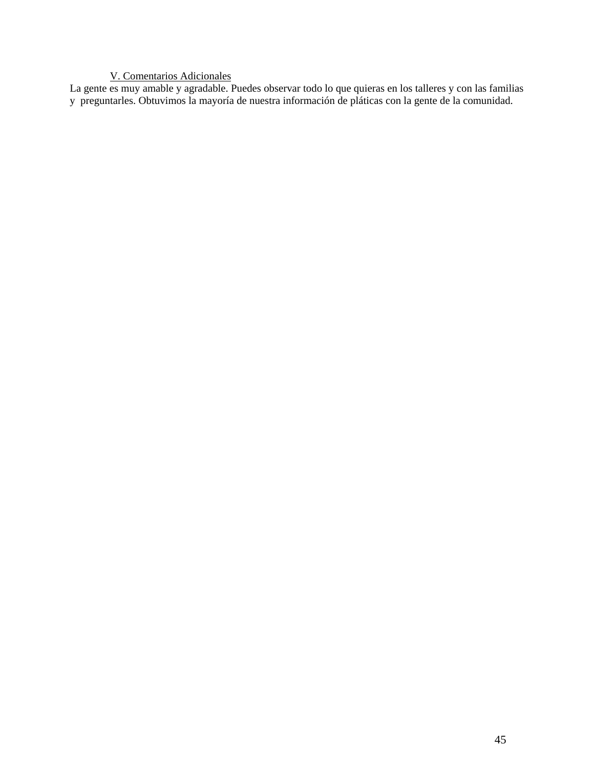## V. Comentarios Adicionales

La gente es muy amable y agradable. Puedes observar todo lo que quieras en los talleres y con las familias y preguntarles. Obtuvimos la mayoría de nuestra información de pláticas con la gente de la comunidad.